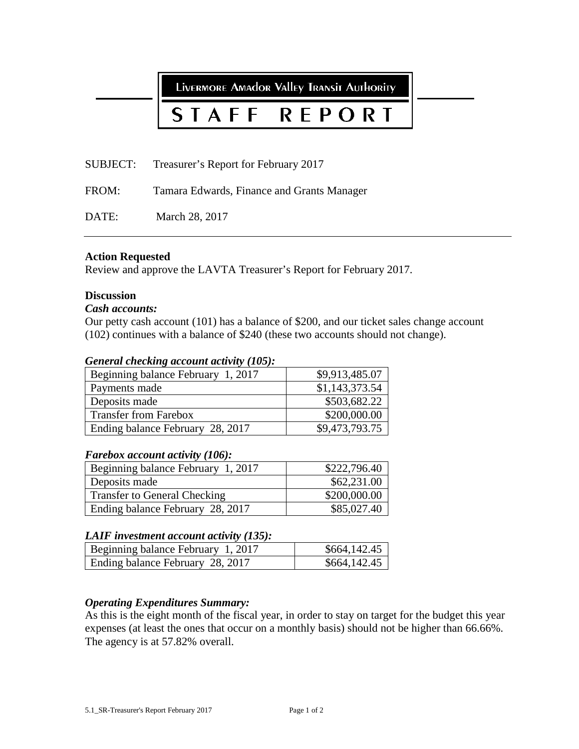Livermore Amador Valley Transit Authority

# STAFF REPORT

SUBJECT: Treasurer's Report for February 2017

FROM: Tamara Edwards, Finance and Grants Manager

DATE: March 28, 2017

---

**Action Requested**

Review and approve the LAVTA Treasurer's Report for February 2017.

**Discussion**

***Cash accounts:***

Our petty cash account (101) has a balance of $200, and our ticket sales change account (102) continues with a balance of $240 (these two accounts should not change).

***General checking account activity (105):***

| | |
|---|---|
| Beginning balance February 1, 2017 | $9,913,485.07 |
| Payments made | $1,143,373.54 |
| Deposits made | $503,682.22 |
| Transfer from Farebox | $200,000.00 |
| Ending balance February 28, 2017 | $9,473,793.75 |

***Farebox account activity (106):***

| | |
|---|---|
| Beginning balance February 1, 2017 | $222,796.40 |
| Deposits made | $62,231.00 |
| Transfer to General Checking | $200,000.00 |
| Ending balance February 28, 2017 | $85,027.40 |

***LAIF investment account activity (135):***

| | |
|---|---|
| Beginning balance February 1, 2017 | $664,142.45 |
| Ending balance February 28, 2017 | $664,142.45 |

***Operating Expenditures Summary:***

As this is the eight month of the fiscal year, in order to stay on target for the budget this year expenses (at least the ones that occur on a monthly basis) should not be higher than 66.66%. The agency is at 57.82% overall.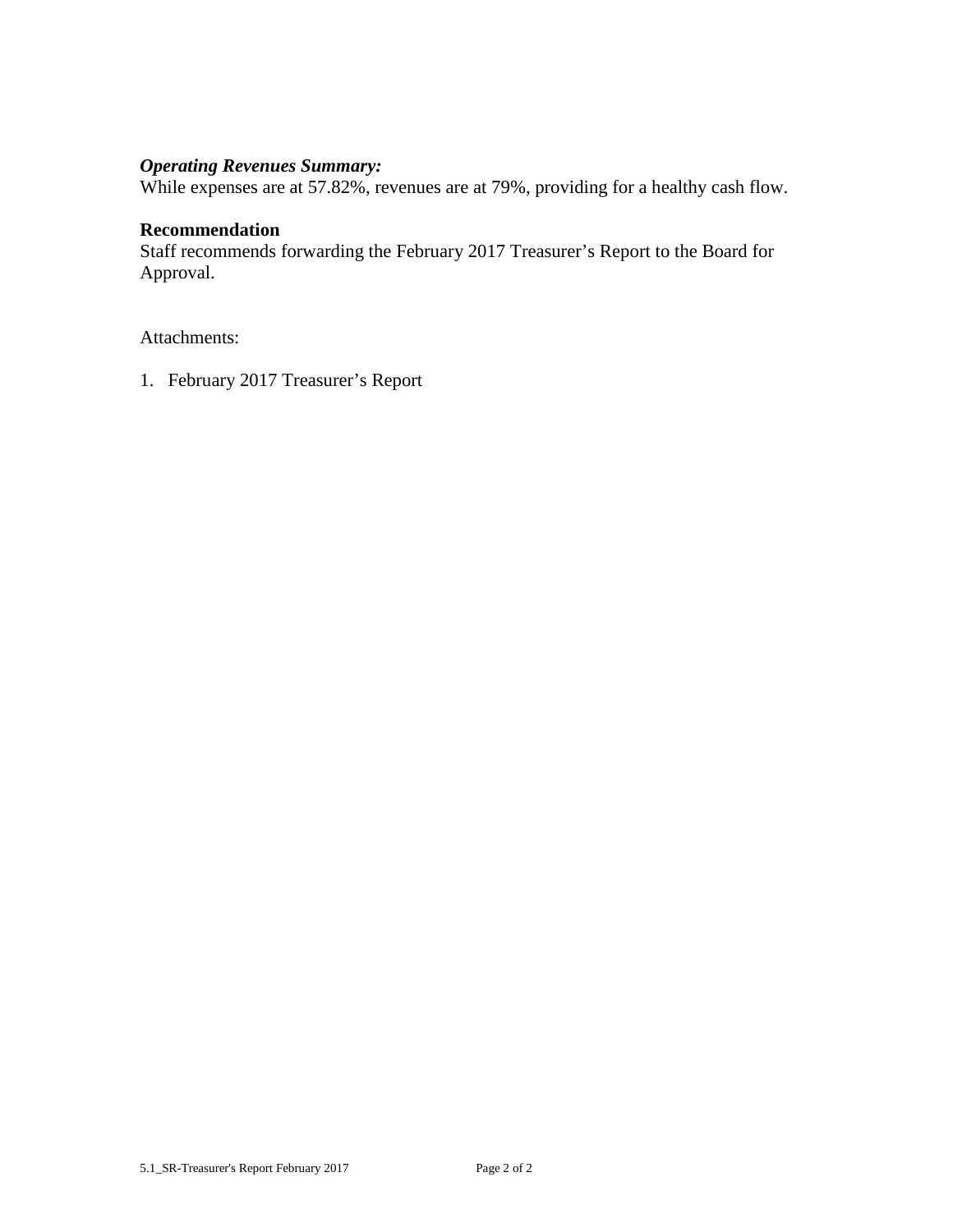***Operating Revenues Summary:***
While expenses are at 57.82%, revenues are at 79%, providing for a healthy cash flow.

**Recommendation**
Staff recommends forwarding the February 2017 Treasurer's Report to the Board for Approval.

Attachments:

1. February 2017 Treasurer's Report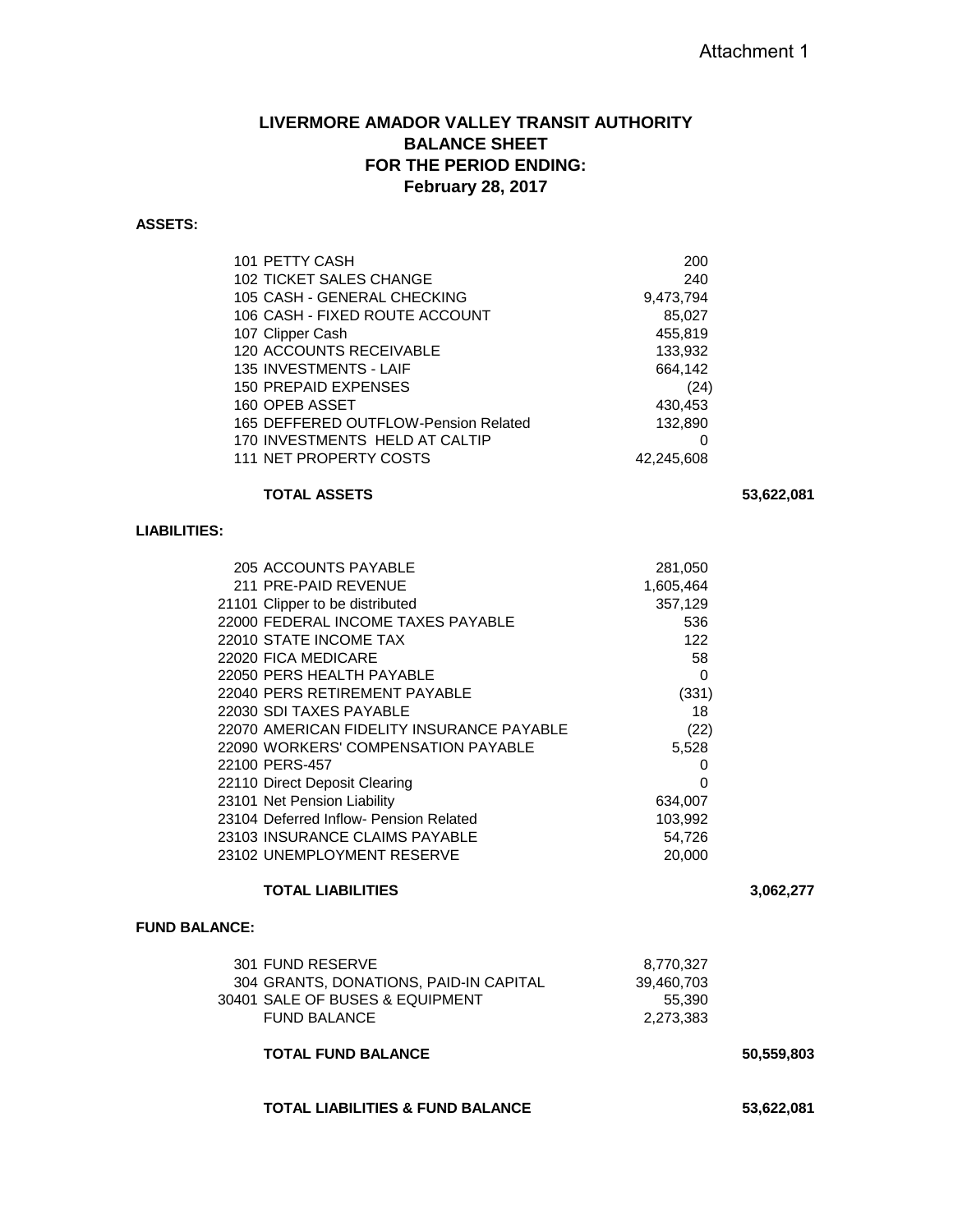Attachment 1

# LIVERMORE AMADOR VALLEY TRANSIT AUTHORITY
## BALANCE SHEET
## FOR THE PERIOD ENDING:
## February 28, 2017

**ASSETS:**

| | | |
|---|---|---|
| 101 PETTY CASH | 200 | |
| 102 TICKET SALES CHANGE | 240 | |
| 105 CASH - GENERAL CHECKING | 9,473,794 | |
| 106 CASH - FIXED ROUTE ACCOUNT | 85,027 | |
| 107 Clipper Cash | 455,819 | |
| 120 ACCOUNTS RECEIVABLE | 133,932 | |
| 135 INVESTMENTS - LAIF | 664,142 | |
| 150 PREPAID EXPENSES | (24) | |
| 160 OPEB ASSET | 430,453 | |
| 165 DEFFERED OUTFLOW-Pension Related | 132,890 | |
| 170 INVESTMENTS HELD AT CALTIP | 0 | |
| 111 NET PROPERTY COSTS | 42,245,608 | |
| **TOTAL ASSETS** | | **53,622,081** |

**LIABILITIES:**

| | | |
|---|---|---|
| 205 ACCOUNTS PAYABLE | 281,050 | |
| 211 PRE-PAID REVENUE | 1,605,464 | |
| 21101 Clipper to be distributed | 357,129 | |
| 22000 FEDERAL INCOME TAXES PAYABLE | 536 | |
| 22010 STATE INCOME TAX | 122 | |
| 22020 FICA MEDICARE | 58 | |
| 22050 PERS HEALTH PAYABLE | 0 | |
| 22040 PERS RETIREMENT PAYABLE | (331) | |
| 22030 SDI TAXES PAYABLE | 18 | |
| 22070 AMERICAN FIDELITY INSURANCE PAYABLE | (22) | |
| 22090 WORKERS' COMPENSATION PAYABLE | 5,528 | |
| 22100 PERS-457 | 0 | |
| 22110 Direct Deposit Clearing | 0 | |
| 23101 Net Pension Liability | 634,007 | |
| 23104 Deferred Inflow- Pension Related | 103,992 | |
| 23103 INSURANCE CLAIMS PAYABLE | 54,726 | |
| 23102 UNEMPLOYMENT RESERVE | 20,000 | |
| **TOTAL LIABILITIES** | | **3,062,277** |

**FUND BALANCE:**

| | | |
|---|---|---|
| 301 FUND RESERVE | 8,770,327 | |
| 304 GRANTS, DONATIONS, PAID-IN CAPITAL | 39,460,703 | |
| 30401 SALE OF BUSES & EQUIPMENT | 55,390 | |
| FUND BALANCE | 2,273,383 | |
| **TOTAL FUND BALANCE** | | **50,559,803** |
| **TOTAL LIABILITIES & FUND BALANCE** | | **53,622,081** |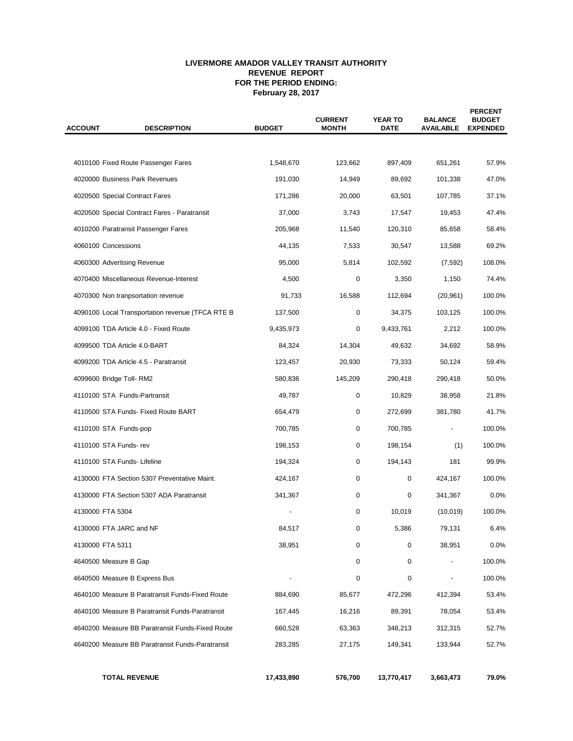# LIVERMORE AMADOR VALLEY TRANSIT AUTHORITY
## REVENUE REPORT
## FOR THE PERIOD ENDING:
## February 28, 2017

| ACCOUNT | DESCRIPTION | BUDGET | CURRENT MONTH | YEAR TO DATE | BALANCE AVAILABLE | PERCENT BUDGET EXPENDED |
|---|---|---|---|---|---|---|
| 4010100 | Fixed Route Passenger Fares | 1,548,670 | 123,662 | 897,409 | 651,261 | 57.9% |
| 4020000 | Business Park Revenues | 191,030 | 14,949 | 89,692 | 101,338 | 47.0% |
| 4020500 | Special Contract Fares | 171,286 | 20,000 | 63,501 | 107,785 | 37.1% |
| 4020500 | Special Contract Fares - Paratransit | 37,000 | 3,743 | 17,547 | 19,453 | 47.4% |
| 4010200 | Paratransit Passenger Fares | 205,968 | 11,540 | 120,310 | 85,658 | 58.4% |
| 4060100 | Concessions | 44,135 | 7,533 | 30,547 | 13,588 | 69.2% |
| 4060300 | Advertising Revenue | 95,000 | 5,814 | 102,592 | (7,592) | 108.0% |
| 4070400 | Miscellaneous Revenue-Interest | 4,500 | 0 | 3,350 | 1,150 | 74.4% |
| 4070300 | Non tranpsortation revenue | 91,733 | 16,588 | 112,694 | (20,961) | 100.0% |
| 4090100 | Local Transportation revenue (TFCA RTE B | 137,500 | 0 | 34,375 | 103,125 | 100.0% |
| 4099100 | TDA Article 4.0 - Fixed Route | 9,435,973 | 0 | 9,433,761 | 2,212 | 100.0% |
| 4099500 | TDA Article 4.0-BART | 84,324 | 14,304 | 49,632 | 34,692 | 58.9% |
| 4099200 | TDA Article 4.5 - Paratransit | 123,457 | 20,930 | 73,333 | 50,124 | 59.4% |
| 4099600 | Bridge Toll- RM2 | 580,836 | 145,209 | 290,418 | 290,418 | 50.0% |
| 4110100 | STA Funds-Partransit | 49,787 | 0 | 10,829 | 38,958 | 21.8% |
| 4110500 | STA Funds- Fixed Route BART | 654,479 | 0 | 272,699 | 381,780 | 41.7% |
| 4110100 | STA Funds-pop | 700,785 | 0 | 700,785 | - | 100.0% |
| 4110100 | STA Funds- rev | 198,153 | 0 | 198,154 | (1) | 100.0% |
| 4110100 | STA Funds- Lifeline | 194,324 | 0 | 194,143 | 181 | 99.9% |
| 4130000 | FTA Section 5307 Preventative Maint. | 424,167 | 0 | 0 | 424,167 | 100.0% |
| 4130000 | FTA Section 5307 ADA Paratransit | 341,367 | 0 | 0 | 341,367 | 0.0% |
| 4130000 | FTA 5304 | - | 0 | 10,019 | (10,019) | 100.0% |
| 4130000 | FTA JARC and NF | 84,517 | 0 | 5,386 | 79,131 | 6.4% |
| 4130000 | FTA 5311 | 38,951 | 0 | 0 | 38,951 | 0.0% |
| 4640500 | Measure B Gap | | 0 | 0 | - | 100.0% |
| 4640500 | Measure B Express Bus | - | 0 | 0 | - | 100.0% |
| 4640100 | Measure B Paratransit Funds-Fixed Route | 884,690 | 85,677 | 472,296 | 412,394 | 53.4% |
| 4640100 | Measure B Paratransit Funds-Paratransit | 167,445 | 16,216 | 89,391 | 78,054 | 53.4% |
| 4640200 | Measure BB Paratransit Funds-Fixed Route | 660,528 | 63,363 | 348,213 | 312,315 | 52.7% |
| 4640200 | Measure BB Paratransit Funds-Paratransit | 283,285 | 27,175 | 149,341 | 133,944 | 52.7% |
| | **TOTAL REVENUE** | **17,433,890** | **576,700** | **13,770,417** | **3,663,473** | **79.0%** |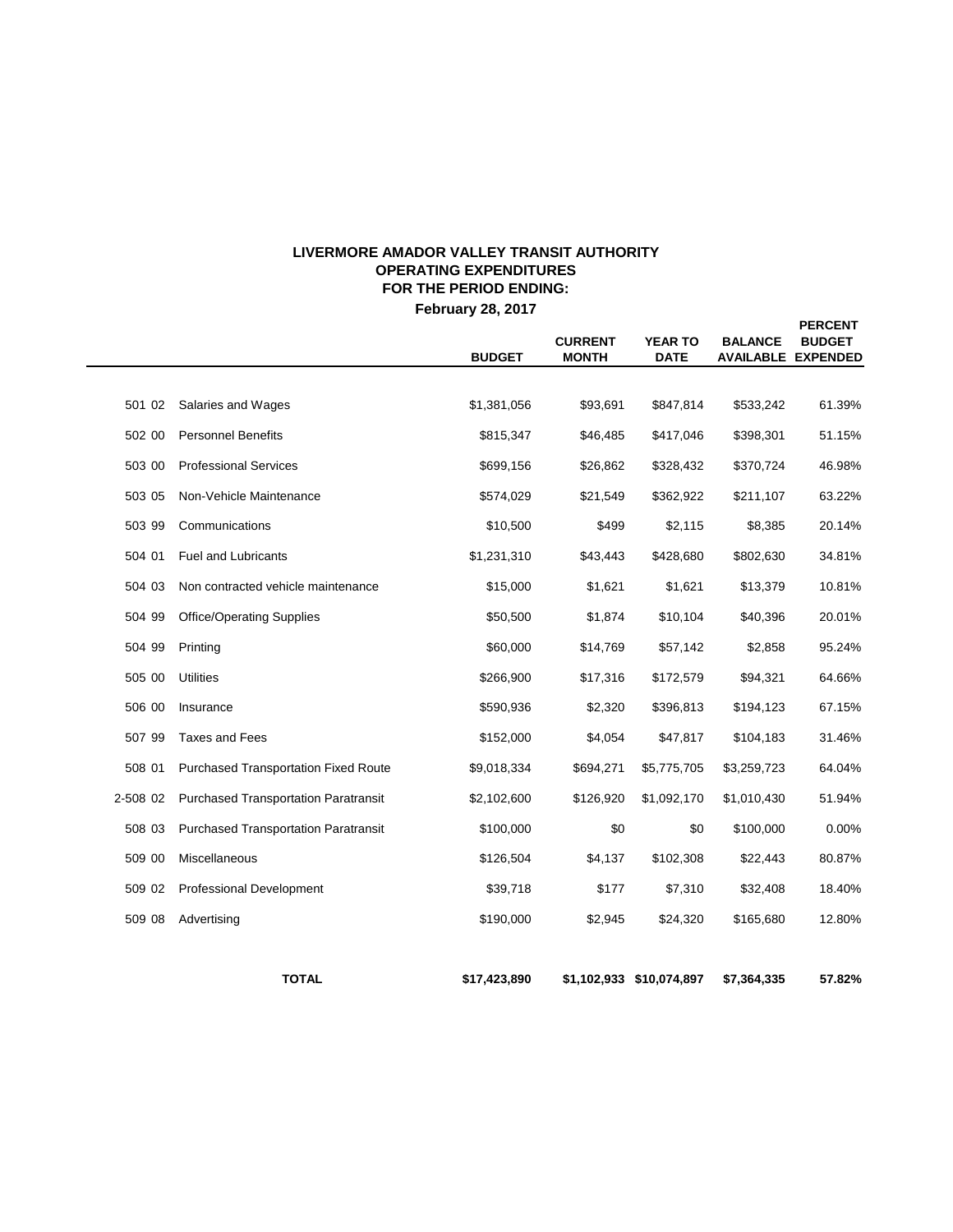# LIVERMORE AMADOR VALLEY TRANSIT AUTHORITY
## OPERATING EXPENDITURES
## FOR THE PERIOD ENDING:
## February 28, 2017

| | | BUDGET | CURRENT MONTH | YEAR TO DATE | BALANCE AVAILABLE | PERCENT BUDGET EXPENDED |
|---|---|---|---|---|---|---|
| 501 02 | Salaries and Wages | $1,381,056 | $93,691 | $847,814 | $533,242 | 61.39% |
| 502 00 | Personnel Benefits | $815,347 | $46,485 | $417,046 | $398,301 | 51.15% |
| 503 00 | Professional Services | $699,156 | $26,862 | $328,432 | $370,724 | 46.98% |
| 503 05 | Non-Vehicle Maintenance | $574,029 | $21,549 | $362,922 | $211,107 | 63.22% |
| 503 99 | Communications | $10,500 | $499 | $2,115 | $8,385 | 20.14% |
| 504 01 | Fuel and Lubricants | $1,231,310 | $43,443 | $428,680 | $802,630 | 34.81% |
| 504 03 | Non contracted vehicle maintenance | $15,000 | $1,621 | $1,621 | $13,379 | 10.81% |
| 504 99 | Office/Operating Supplies | $50,500 | $1,874 | $10,104 | $40,396 | 20.01% |
| 504 99 | Printing | $60,000 | $14,769 | $57,142 | $2,858 | 95.24% |
| 505 00 | Utilities | $266,900 | $17,316 | $172,579 | $94,321 | 64.66% |
| 506 00 | Insurance | $590,936 | $2,320 | $396,813 | $194,123 | 67.15% |
| 507 99 | Taxes and Fees | $152,000 | $4,054 | $47,817 | $104,183 | 31.46% |
| 508 01 | Purchased Transportation Fixed Route | $9,018,334 | $694,271 | $5,775,705 | $3,259,723 | 64.04% |
| 2-508 02 | Purchased Transportation Paratransit | $2,102,600 | $126,920 | $1,092,170 | $1,010,430 | 51.94% |
| 508 03 | Purchased Transportation Paratransit | $100,000 | $0 | $0 | $100,000 | 0.00% |
| 509 00 | Miscellaneous | $126,504 | $4,137 | $102,308 | $22,443 | 80.87% |
| 509 02 | Professional Development | $39,718 | $177 | $7,310 | $32,408 | 18.40% |
| 509 08 | Advertising | $190,000 | $2,945 | $24,320 | $165,680 | 12.80% |
| | **TOTAL** | **$17,423,890** | **$1,102,933** | **$10,074,897** | **$7,364,335** | **57.82%** |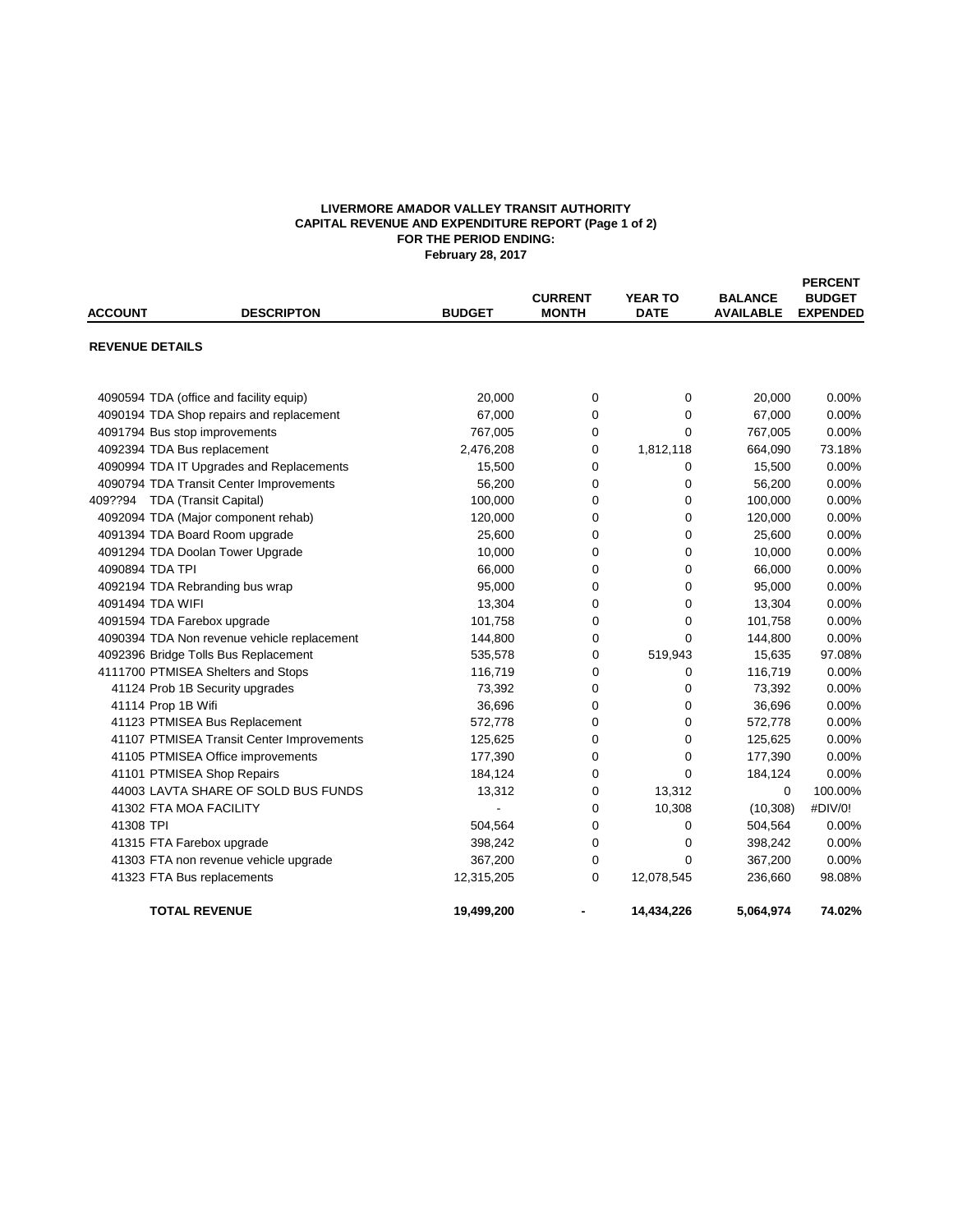**LIVERMORE AMADOR VALLEY TRANSIT AUTHORITY**
**CAPITAL REVENUE AND EXPENDITURE REPORT (Page 1 of 2)**
**FOR THE PERIOD ENDING:**
**February 28, 2017**

| ACCOUNT | DESCRIPTON | BUDGET | CURRENT MONTH | YEAR TO DATE | BALANCE AVAILABLE | PERCENT BUDGET EXPENDED |
|---|---|---|---|---|---|---|
| **REVENUE DETAILS** | | | | | | |
| 4090594 | TDA (office and facility equip) | 20,000 | 0 | 0 | 20,000 | 0.00% |
| 4090194 | TDA Shop repairs and replacement | 67,000 | 0 | 0 | 67,000 | 0.00% |
| 4091794 | Bus stop improvements | 767,005 | 0 | 0 | 767,005 | 0.00% |
| 4092394 | TDA Bus replacement | 2,476,208 | 0 | 1,812,118 | 664,090 | 73.18% |
| 4090994 | TDA IT Upgrades and Replacements | 15,500 | 0 | 0 | 15,500 | 0.00% |
| 4090794 | TDA Transit Center Improvements | 56,200 | 0 | 0 | 56,200 | 0.00% |
| 409??94 | TDA (Transit Capital) | 100,000 | 0 | 0 | 100,000 | 0.00% |
| 4092094 | TDA (Major component rehab) | 120,000 | 0 | 0 | 120,000 | 0.00% |
| 4091394 | TDA Board Room upgrade | 25,600 | 0 | 0 | 25,600 | 0.00% |
| 4091294 | TDA Doolan Tower Upgrade | 10,000 | 0 | 0 | 10,000 | 0.00% |
| 4090894 | TDA TPI | 66,000 | 0 | 0 | 66,000 | 0.00% |
| 4092194 | TDA Rebranding bus wrap | 95,000 | 0 | 0 | 95,000 | 0.00% |
| 4091494 | TDA WIFI | 13,304 | 0 | 0 | 13,304 | 0.00% |
| 4091594 | TDA Farebox upgrade | 101,758 | 0 | 0 | 101,758 | 0.00% |
| 4090394 | TDA Non revenue vehicle replacement | 144,800 | 0 | 0 | 144,800 | 0.00% |
| 4092396 | Bridge Tolls Bus Replacement | 535,578 | 0 | 519,943 | 15,635 | 97.08% |
| 4111700 | PTMISEA Shelters and Stops | 116,719 | 0 | 0 | 116,719 | 0.00% |
| 41124 | Prob 1B Security upgrades | 73,392 | 0 | 0 | 73,392 | 0.00% |
| 41114 | Prop 1B Wifi | 36,696 | 0 | 0 | 36,696 | 0.00% |
| 41123 | PTMISEA Bus Replacement | 572,778 | 0 | 0 | 572,778 | 0.00% |
| 41107 | PTMISEA Transit Center Improvements | 125,625 | 0 | 0 | 125,625 | 0.00% |
| 41105 | PTMISEA Office improvements | 177,390 | 0 | 0 | 177,390 | 0.00% |
| 41101 | PTMISEA Shop Repairs | 184,124 | 0 | 0 | 184,124 | 0.00% |
| 44003 | LAVTA SHARE OF SOLD BUS FUNDS | 13,312 | 0 | 13,312 | 0 | 100.00% |
| 41302 | FTA MOA FACILITY | - | 0 | 10,308 | (10,308) | #DIV/0! |
| 41308 | TPI | 504,564 | 0 | 0 | 504,564 | 0.00% |
| 41315 | FTA Farebox upgrade | 398,242 | 0 | 0 | 398,242 | 0.00% |
| 41303 | FTA non revenue vehicle upgrade | 367,200 | 0 | 0 | 367,200 | 0.00% |
| 41323 | FTA Bus replacements | 12,315,205 | 0 | 12,078,545 | 236,660 | 98.08% |
| | **TOTAL REVENUE** | **19,499,200** | **-** | **14,434,226** | **5,064,974** | **74.02%** |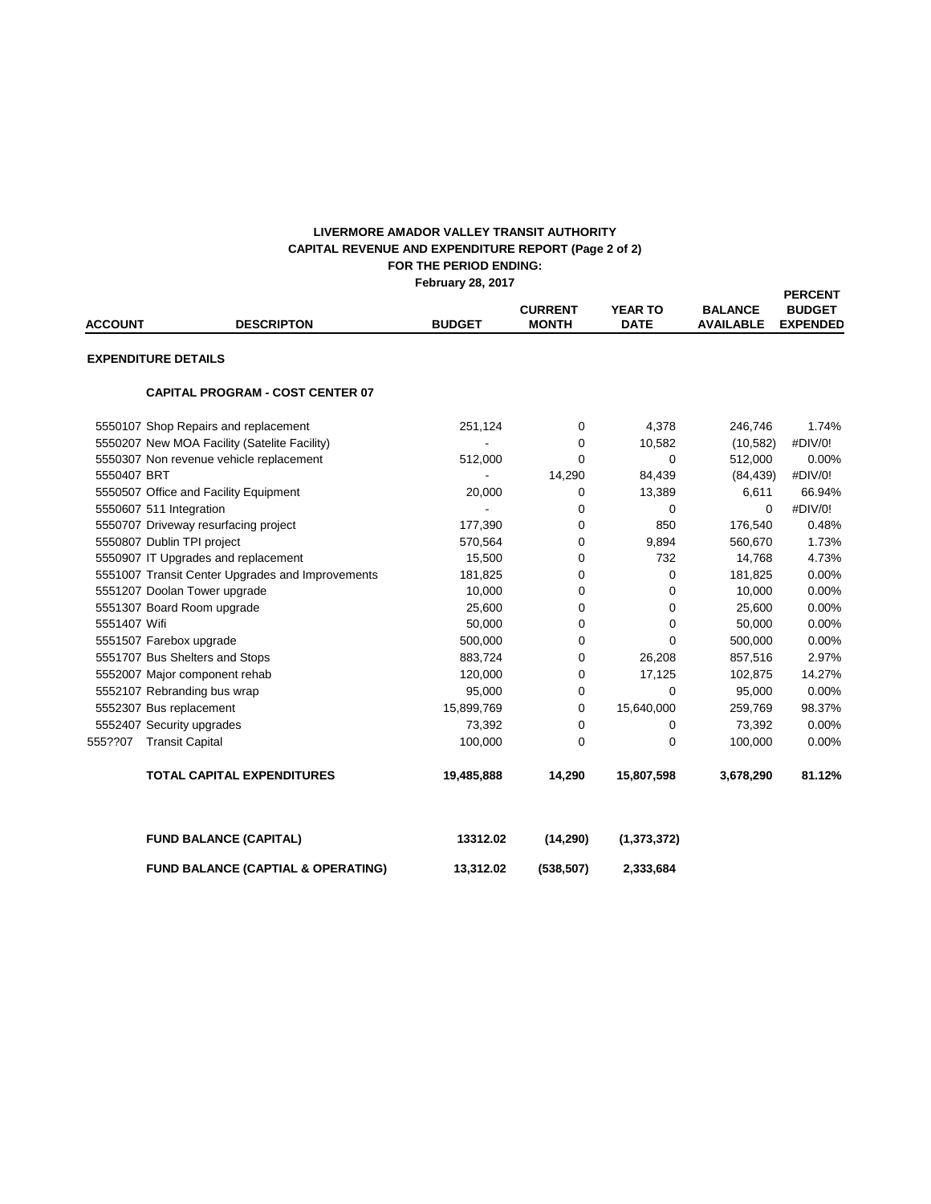**LIVERMORE AMADOR VALLEY TRANSIT AUTHORITY**
**CAPITAL REVENUE AND EXPENDITURE REPORT (Page 2 of 2)**
**FOR THE PERIOD ENDING:**
**February 28, 2017**

| ACCOUNT | DESCRIPTON | BUDGET | CURRENT MONTH | YEAR TO DATE | BALANCE AVAILABLE | PERCENT BUDGET EXPENDED |
|---|---|---|---|---|---|---|
| **EXPENDITURE DETAILS** | | | | | | |
| | **CAPITAL PROGRAM - COST CENTER 07** | | | | | |
| 5550107 | Shop Repairs and replacement | 251,124 | 0 | 4,378 | 246,746 | 1.74% |
| 5550207 | New MOA Facility (Satelite Facility) | - | 0 | 10,582 | (10,582) | #DIV/0! |
| 5550307 | Non revenue vehicle replacement | 512,000 | 0 | 0 | 512,000 | 0.00% |
| 5550407 | BRT | - | 14,290 | 84,439 | (84,439) | #DIV/0! |
| 5550507 | Office and Facility Equipment | 20,000 | 0 | 13,389 | 6,611 | 66.94% |
| 5550607 | 511 Integration | - | 0 | 0 | 0 | #DIV/0! |
| 5550707 | Driveway resurfacing project | 177,390 | 0 | 850 | 176,540 | 0.48% |
| 5550807 | Dublin TPI project | 570,564 | 0 | 9,894 | 560,670 | 1.73% |
| 5550907 | IT Upgrades and replacement | 15,500 | 0 | 732 | 14,768 | 4.73% |
| 5551007 | Transit Center Upgrades and Improvements | 181,825 | 0 | 0 | 181,825 | 0.00% |
| 5551207 | Doolan Tower upgrade | 10,000 | 0 | 0 | 10,000 | 0.00% |
| 5551307 | Board Room upgrade | 25,600 | 0 | 0 | 25,600 | 0.00% |
| 5551407 | Wifi | 50,000 | 0 | 0 | 50,000 | 0.00% |
| 5551507 | Farebox upgrade | 500,000 | 0 | 0 | 500,000 | 0.00% |
| 5551707 | Bus Shelters and Stops | 883,724 | 0 | 26,208 | 857,516 | 2.97% |
| 5552007 | Major component rehab | 120,000 | 0 | 17,125 | 102,875 | 14.27% |
| 5552107 | Rebranding bus wrap | 95,000 | 0 | 0 | 95,000 | 0.00% |
| 5552307 | Bus replacement | 15,899,769 | 0 | 15,640,000 | 259,769 | 98.37% |
| 5552407 | Security upgrades | 73,392 | 0 | 0 | 73,392 | 0.00% |
| 555??07 | Transit Capital | 100,000 | 0 | 0 | 100,000 | 0.00% |
| | **TOTAL CAPITAL EXPENDITURES** | **19,485,888** | **14,290** | **15,807,598** | **3,678,290** | **81.12%** |
| | **FUND BALANCE (CAPITAL)** | **13312.02** | **(14,290)** | **(1,373,372)** | | |
| | **FUND BALANCE (CAPTIAL & OPERATING)** | **13,312.02** | **(538,507)** | **2,333,684** | | |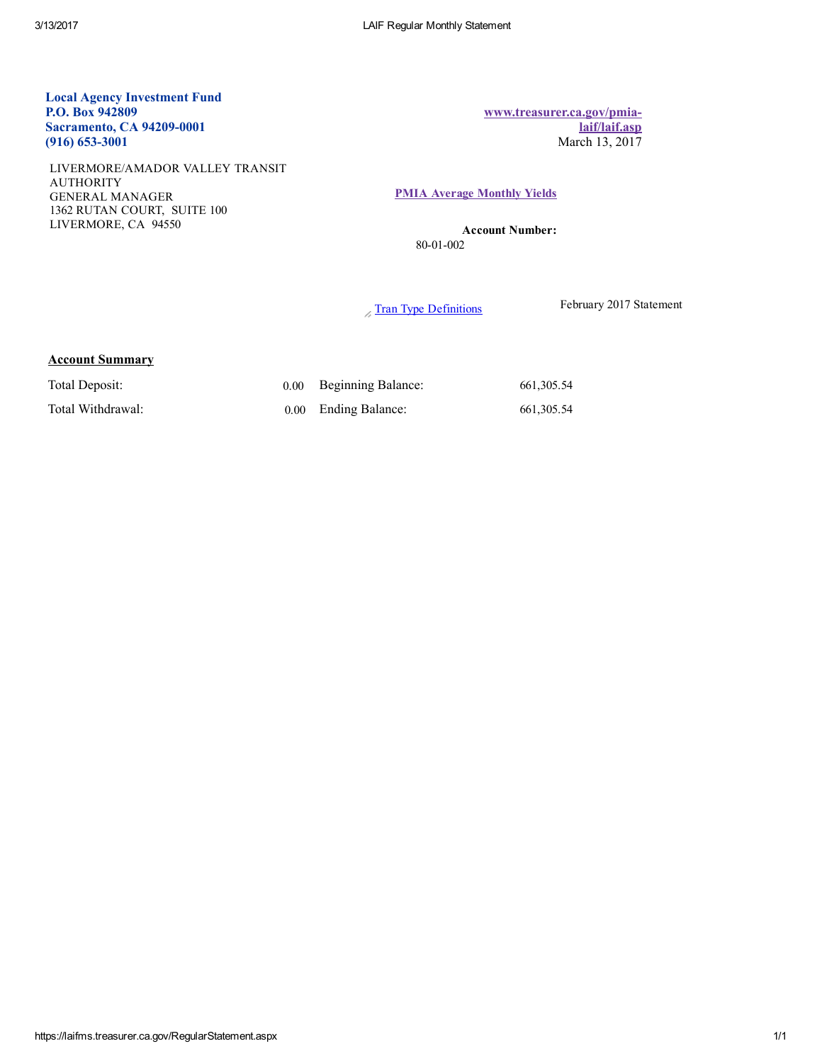**Local Agency Investment Fund**
**P.O. Box 942809**
**Sacramento, CA 94209-0001**
**(916) 653-3001**

**www.treasurer.ca.gov/pmia-laif/laif.asp**
March 13, 2017

LIVERMORE/AMADOR VALLEY TRANSIT AUTHORITY
GENERAL MANAGER
1362 RUTAN COURT, SUITE 100
LIVERMORE, CA 94550

**PMIA Average Monthly Yields**

**Account Number:**
80-01-002

Tran Type Definitions

February 2017 Statement

**Account Summary**

| | | | |
|---|---|---|---|
| Total Deposit: | 0.00 | Beginning Balance: | 661,305.54 |
| Total Withdrawal: | 0.00 | Ending Balance: | 661,305.54 |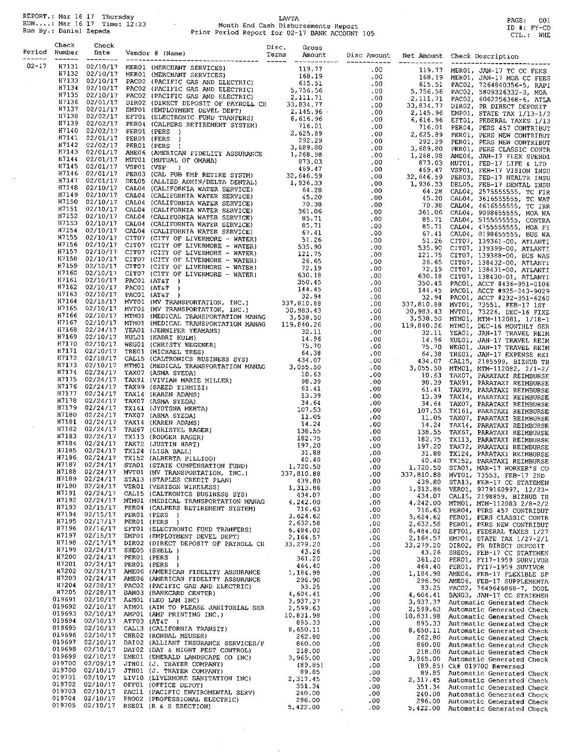REPORT.: Mar 16 17 Thursday
RUN....: Mar 16 17 Time: 12:23
Run By.: Daniel Zepeda

LAVTA
Month End Cash Disbursements Report
Prior Period Report for 02-17 BANK ACCOUNT 105

PAGE: 001
ID #: PY-CD
CTL.: WHE

| Period | Check Number | Check Date | Vendor # (Name) | Disc. Terms | Gross Amount | Disc Amount | Net Amount | Check Description |
|---|---|---|---|---|---|---|---|---|
| 02-17 | H7131 | 02/10/17 | MER01 (MERCHANT SERVICES) | | 119.77 | .00 | 119.77 | MER01, JAN-17 TC CC FEES |
| | H7132 | 02/10/17 | MER01 (MERCHANT SERVICES) | | 168.19 | .00 | 168.19 | MER01, JAN-17 MOA CC FEES |
| | H7133 | 02/10/17 | PAC02 (PACIFIC GAS AND ELECTRIC) | | 615.51 | .00 | 615.51 | PAC02, 7264840356-5, RAPI |
| | H7134 | 02/10/17 | PAC02 (PACIFIC GAS AND ELECTRIC) | | 5,756.56 | .00 | 5,756.56 | PAC02, 5809326332-3, MOA |
| | H7135 | 02/10/17 | PAC02 (PACIFIC GAS AND ELECTRIC) | | 2,111.71 | .00 | 2,111.71 | PAC02, 6062256368-6, ATLA |
| | H7136 | 02/01/17 | DIR02 (DIRECT DEPOSIT OF PAYROLL CH | | 33,834.77 | .00 | 33,834.77 | DIR02, PR DIRECT DEPOSIT |
| | H7137 | 02/01/17 | EMP01 (EMPLOYMENT DEVEL DEPT) | | 2,145.96 | .00 | 2,145.96 | EMP01, STATE TAX 1/13-1/2 |
| | H7138 | 02/02/17 | EFT01 (ELECTRONIC FUND TRANFERS) | | 6,616.96 | .00 | 6,616.96 | EFT01, FEDERAL TAXES 1/13 |
| | H7139 | 02/02/17 | PER04 (CALPERS RETIREMENT SYSTEM) | | 716.01 | .00 | 716.01 | PER04, PERS 457 CONTRIBUT |
| | H7140 | 02/02/17 | PER01 (PERS ) | | 2,625.89 | .00 | 2,625.89 | PER01, PERS NEW CONTRIBUT |
| | H7141 | 02/01/17 | PER01 (PERS ) | | 292.29 | .00 | 292.29 | PER01, PERS NEW CONTRIBUT |
| | H7142 | 02/02/17 | PER01 (PERS ) | | 3,689.80 | .00 | 3,689.80 | PER01, PERS CLASSIC CONTR |
| | H7143 | 02/01/17 | AME06 (AMERICAN FIDELITY ASSURANCE | | 1,268.98 | .00 | 1,268.98 | AME06, JAN-17 FLEX SPENDI |
| | H7144 | 02/01/17 | MUT01 (MUTUAL OF OMAHA) | | 873.03 | .00 | 873.03 | MUT01, FEB-17 LIFE & LTD |
| | H7145 | 02/01/17 | VSP01 (VSP ) | | 469.47 | .00 | 469.47 | VSP01, FEB-17 VISION INSU |
| | H7146 | 02/01/17 | PER03 (CAL PUB EMP RETIRE SYSTM) | | 32,646.59 | .00 | 32,646.59 | PER03, FEB-17 HEALTH INSU |
| | H7147 | 02/01/17 | DEL05 (ALLIED ADMIN/DELTA DENTAL) | | 1,936.33 | .00 | 1,936.33 | DEL05, FEB-17 DENTAL INSU |
| | H7148 | 02/10/17 | CAL04 (CALIFORNIA WATER SERVICE) | | 64.28 | .00 | 64.28 | CAL04, 2575555555, TC FIR |
| | H7149 | 02/10/17 | CAL04 (CALIFORNIA WATER SERVICE) | | 45.20 | .00 | 45.20 | CAL04, 3616555555, TC WAT |
| | H7150 | 02/10/17 | CAL04 (CALIFORNIA WATER SERVICE) | | 70.38 | .00 | 70.38 | CAL04, 4616555555, TC IRR |
| | H7151 | 02/10/17 | CAL04 (CALIFORNIA WATER SERVICE) | | 361.06 | .00 | 361.06 | CAL04, 9098655555, MOA WA |
| | H7152 | 02/10/17 | CAL04 (CALIFORNIA WATER SERVICE) | | 85.71 | .00 | 85.71 | CAL04, 5755555555, CONTRA |
| | H7153 | 02/10/17 | CAL04 (CALIFORNIA WATER SERVICE) | | 85.71 | .00 | 85.71 | CAL04, 4755555555, MOA FI |
| | H7154 | 02/10/17 | CAL04 (CALIFORNIA WATER SERVICE) | | 67.41 | .00 | 67.41 | CAL04, 0198655555, BUS WA |
| | H7155 | 02/10/17 | CIT07 (CITY OF LIVERMORE - WATER) | | 51.26 | .00 | 51.26 | CIT07, 139361-00, ATLANTI |
| | H7156 | 02/10/17 | CIT07 (CITY OF LIVERMORE - WATER) | | 535.90 | .00 | 535.90 | CIT07, 139399-00, ATLANTI |
| | H7157 | 02/10/17 | CIT07 (CITY OF LIVERMORE - WATER) | | 121.75 | .00 | 121.75 | CIT07, 139388-00, BUS WAS |
| | H7158 | 02/10/17 | CIT07 (CITY OF LIVERMORE - WATER) | | 26.65 | .00 | 26.65 | CIT07, 138432-00, ATLANTI |
| | H7159 | 02/10/17 | CIT07 (CITY OF LIVERMORE - WATER) | | 72.19 | .00 | 72.19 | CIT07, 138431-00, ATLANTI |
| | H7160 | 02/10/17 | CIT07 (CITY OF LIVERMORE - WATER) | | 630.18 | .00 | 630.18 | CIT07, 138430-01, ATLANTI |
| | H7161 | 02/10/17 | PAC01 (AT&T ) | | 350.45 | .00 | 350.45 | PAC01, ACCT #436-951-0106 |
| | H7162 | 02/10/17 | PAC01 (AT&T ) | | 144.45 | .00 | 144.45 | PAC01, ACCT #925-243-9029 |
| | H7163 | 02/10/17 | PAC01 (AT&T ) | | 32.94 | .00 | 32.94 | PAC01, ACCT #232-351-6260 |
| | H7164 | 02/15/17 | MVT01 (MV TRANSPORTATION, INC.) | | 337,810.88 | .00 | 337,810.88 | MVT01, 73551, FEB-17 1ST |
| | H7165 | 02/10/17 | MVT01 (MV TRANSPORTATION, INC.) | | 30,983.43 | .00 | 30,983.43 | MVT01, 73226, DEC-16 FIXE |
| | H7166 | 02/10/17 | MTM01 (MEDICAL TRANSPORTATION MANAG | | 3,538.50 | .00 | 3,538.50 | MTM01, MTM-112081, 1/18-1 |
| | H7167 | 02/10/17 | MTM01 (MEDICAL TRANSPORTATION MANAG | | 119,840.26 | .00 | 119,840.26 | MTM01, DEC-16 MONTHLY SER |
| | H7168 | 02/24/17 | YEA01 (JENNIFER YEAMANS) | | 32.11 | .00 | 32.11 | YEA01, JAN-17 TRAVEL REIM |
| | H7169 | 02/10/17 | KUL01 (KADRI KULM) | | 14.96 | .00 | 14.96 | KUL01, JAN-17 TRAVEL REIM |
| | H7170 | 02/10/17 | WEG01 (CHRISTY WEGENER) | | 75.70 | .00 | 75.70 | WEG01, JAN-17 TRAVEL REIM |
| | H7171 | 02/10/17 | TRE01 (MICHAEL TREE) | | 64.38 | .00 | 64.38 | TRE01, JAN-17 EXPENSE REI |
| | H7172 | 02/10/17 | CAL15 (CALTRONICS BUSINESS SYS) | | 434.07 | .00 | 434.07 | CAL15, 2185599, BIZHUB TH |
| | H7173 | 02/10/17 | MTM01 (MEDICAL TRANSPORTATION MANAG | | 3,055.50 | .00 | 3,055.50 | MTM01, MTM-112082, 2/1-2/ |
| | H7174 | 02/24/17 | TAX07 (ASMA SYEDA) | | 10.63 | .00 | 10.63 | TAX07, PARATAXI REIMBURSE |
| | H7175 | 02/24/17 | TAX91 (VIVIAN MARIE MILLER) | | 98.39 | .00 | 98.39 | TAX91, PARATAXI REIMBURSE |
| | H7176 | 02/24/17 | TAX99 (SAEED TIRMIZI) | | 61.41 | .00 | 61.41 | TAX99, PARATAXI REIMBURSE |
| | H7177 | 02/24/17 | TAX14 (KAREN ADAMS) | | 13.39 | .00 | 13.39 | TAX14, PARATAXI REIMBURSE |
| | H7178 | 02/24/17 | TAX07 (ASMA SYEDA) | | 34.64 | .00 | 34.64 | TAX07, PARATAXI REIMBURSE |
| | H7179 | 02/24/17 | TX161 (JYOTSNA MEHTA) | | 107.53 | .00 | 107.53 | TX161, PARATAXI REIMBURSE |
| | H7180 | 02/24/17 | TAX07 (ASMA SYEDA) | | 11.05 | .00 | 11.05 | TAX07, PARATAXI REIMBURSE |
| | H7181 | 02/24/17 | TAX14 (KAREN ADAMS) | | 14.24 | .00 | 14.24 | TAX14, PARATAXI REIMBURSE |
| | H7182 | 02/24/17 | TAX67 (CHRISTEL RAGER) | | 138.55 | .00 | 138.55 | TAX67, PARATAXI REIMBURSE |
| | H7183 | 02/24/17 | TX113 (RODGER RAGER) | | 182.75 | .00 | 182.75 | TX113, PARATAXI REIMBURSE |
| | H7184 | 02/24/17 | TAX72 (JUSTIN HART) | | 197.20 | .00 | 197.20 | TAX72, PARATAXI REIMBURSE |
| | H7185 | 02/24/17 | TX124 (LISA BALL) | | 31.88 | .00 | 31.88 | TX124, PARATAXI REIMBURSE |
| | H7186 | 02/24/17 | TX152 (ALBERTA PILLIOD) | | 40.40 | .00 | 40.40 | TX152, PARATAXI REIMBURSE |
| | H7187 | 02/24/17 | STA01 (STATE COMPENSATION FUND) | | 1,720.50 | .00 | 1,720.50 | STA01, MAR-17 WORKER'S CO |
| | H7188 | 02/24/17 | MVT01 (MV TRANSPORTATION, INC.) | | 337,810.88 | .00 | 337,810.88 | MVT01, 73553, FEB-17 2ND |
| | H7189 | 02/24/17 | STA13 (STAPLES CREDIT PLAN) | | 439.80 | .00 | 439.80 | STA13, FEB-17 CC STATEMEN |
| | H7190 | 02/24/17 | VER01 (VERIZON WIRELESS) | | 1,313.86 | .00 | 1,313.86 | VER01, 9779160997, 12/23- |
| | H7191 | 02/24/17 | CAL15 (CALTRONICS BUSINESS SYS) | | 434.07 | .00 | 434.07 | CAL15, 2198859, BIZHUB TH |
| | H7192 | 02/24/17 | MTM01 (MEDICAL TRANSPORTATION MANAG | | 4,242.00 | .00 | 4,242.00 | MTM01, MTM-112083 2/8-2/2 |
| | H7193 | 02/15/17 | PER04 (CALPERS RETIREMENT SYSTEM) | | 716.63 | .00 | 716.63 | PER04, PERS 457 CONTRIBUT |
| | H7194 | 02/15/17 | PER01 (PERS ) | | 3,624.62 | .00 | 3,624.62 | PER01, PERS CLASSIC CONTR |
| | H7195 | 02/17/17 | PER01 (PERS ) | | 2,632.58 | .00 | 2,632.58 | PER01, PERS NEW CONTRIBUT |
| | H7196 | 02/16/17 | EFT01 (ELECTRONIC FUND TRANFERS) | | 6,484.02 | .00 | 6,484.02 | EFT01, FEDERAL TAXES 1/27 |
| | H7197 | 02/15/17 | EMP01 (EMPLOYMENT DEVEL DEPT) | | 2,164.57 | .00 | 2,164.57 | EMP01, STATE TAX 1/27-2/1 |
| | H7198 | 02/17/17 | DIR02 (DIRECT DEPOSIT OF PAYROLL CH | | 33,279.20 | .00 | 33,279.20 | DIR02, PR DIRECT DEPOSIT |
| | H7199 | 02/24/17 | SHE05 (SHELL ) | | 43.26 | .00 | 43.26 | SHE05, FEB-17 CC STATEMEN |
| | H7200 | 02/24/17 | PER01 (PERS ) | | 361.20 | .00 | 361.20 | PER01, FY17-1959 SURVIVOR |
| | H7201 | 02/24/17 | PER01 (PERS ) | | 464.40 | .00 | 464.40 | PER01, FY17-1959 SUVIVOR |
| | H7202 | 02/24/17 | AME06 (AMERICAN FIDELITY ASSURANCE | | 1,184.98 | .00 | 1,184.98 | AME06, FEB-17 FLEXIBLE SP |
| | H7203 | 02/24/17 | AME06 (AMERICAN FIDELITY ASSURANCE | | 296.90 | .00 | 296.90 | AME06, FEB-17 SUPPLEMENTA |
| | H7204 | 02/28/17 | PAC02 (PACIFIC GAS AND ELECTRIC) | | 93.25 | .00 | 93.25 | PAC02, 7649646868-7, DOOL |
| | H7205 | 02/28/17 | BAN03 (BANKCARD CENTER) | | 4,604.41 | .00 | 4,604.41 | BAN03, JAN-17 CC STATEMEN |
| | 019691 | 02/10/17 | A&M01 (LEO LAM INC) | | 3,937.37 | .00 | 3,937.37 | Automatic Generated Check |
| | 019692 | 02/10/17 | AIM01 (AIM TO PLEASE JANITORIAL SER | | 2,599.63 | .00 | 2,599.63 | Automatic Generated Check |
| | 019693 | 02/10/17 | AMP01 (AMP PRINTING INC.) | | 10,831.98 | .00 | 10,831.98 | Automatic Generated Check |
| | 019694 | 02/10/17 | ATT03 (AT&T ) | | 895.33 | .00 | 895.33 | Automatic Generated Check |
| | 019695 | 02/10/17 | CAL19 (CALIFORNIA TRANSIT) | | 8,650.11 | .00 | 8,650.11 | Automatic Generated Check |
| | 019696 | 02/10/17 | CHR02 (RONDAL MEUSER) | | 262.80 | .00 | 262.80 | Automatic Generated Check |
| | 019697 | 02/10/17 | DAI02 (ALLIANT INSURANCE SERVICES/P | | 860.00 | .00 | 860.00 | Automatic Generated Check |
| | 019698 | 02/10/17 | DAY02 (DAY & NIGHT PEST CONTROL) | | 218.00 | .00 | 218.00 | Automatic Generated Check |
| | 019699 | 02/10/17 | EME01 (EMERALD LANDSCAPE CO INC) | | 3,965.00 | .00 | 3,965.00 | Automatic Generated Check |
| | 019700 | 02/09/17 | JTH01 (J. THAYER COMPANY) | | (89.85) | .00 | (89.85) | Ck# 019700 Reversed |
| | 019700 | 02/10/17 | JTH01 (J. THAYER COMPANY) | | 89.85 | .00 | 89.85 | Automatic Generated Check |
| | 019701 | 02/10/17 | LIV10 (LIVERMORE SANITATION INC) | | 2,317.45 | .00 | 2,317.45 | Automatic Generated Check |
| | 019702 | 02/10/17 | OFF01 (OFFICE DEPOT) | | 351.34 | .00 | 351.34 | Automatic Generated Check |
| | 019703 | 02/10/17 | PAC11 (PACIFIC ENVIROMENTAL SERV) | | 240.00 | .00 | 240.00 | Automatic Generated Check |
| | 019704 | 02/10/17 | PRO02 (PROFESSIONAL ELECTRIC) | | 296.00 | .00 | 296.00 | Automatic Generated Check |
| | 019705 | 02/10/17 | RSE01 (R & S ERECTION) | | 5,422.00 | .00 | 5,422.00 | Automatic Generated Check |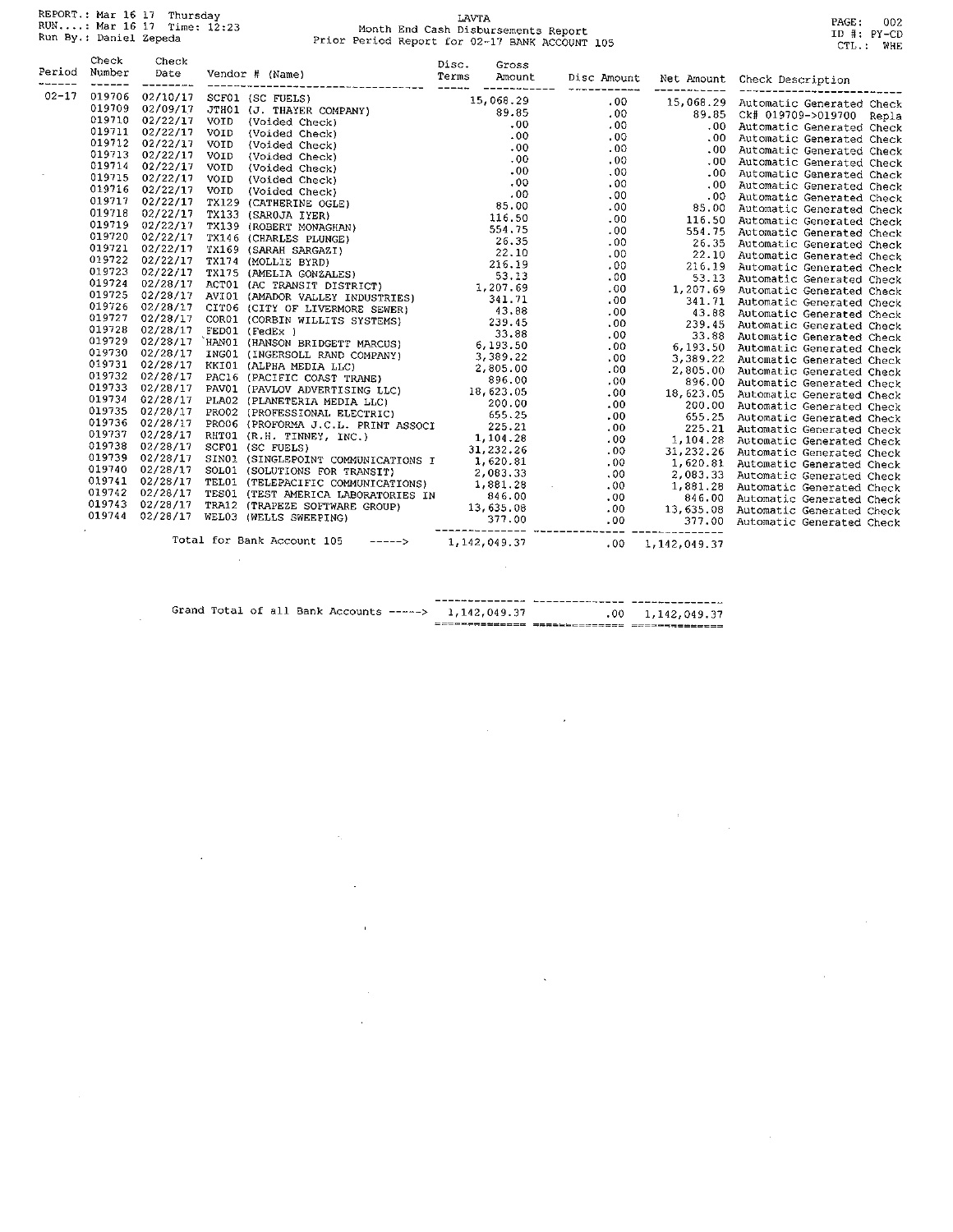REPORT.: Mar 16 17 Thursday
RUN....: Mar 16 17 Time: 12:23
Run By.: Daniel Zepeda

LAVTA
Month End Cash Disbursements Report
Prior Period Report for 02-17 BANK ACCOUNT 105

PAGE: 002
ID #: PY-CD
CTL.: WHE

| Period | Check Number | Check Date | Vendor # (Name) | Disc. Terms | Gross Amount | Disc Amount | Net Amount | Check Description |
|---|---|---|---|---|---|---|---|---|
| 02-17 | 019706 | 02/10/17 | SCF01 (SC FUELS) | | 15,068.29 | .00 | 15,068.29 | Automatic Generated Check |
| | 019709 | 02/09/17 | JTH01 (J. THAYER COMPANY) | | 89.85 | .00 | 89.85 | Ck# 019709->019700 Repla |
| | 019710 | 02/22/17 | VOID (Voided Check) | | .00 | .00 | .00 | Automatic Generated Check |
| | 019711 | 02/22/17 | VOID (Voided Check) | | .00 | .00 | .00 | Automatic Generated Check |
| | 019712 | 02/22/17 | VOID (Voided Check) | | .00 | .00 | .00 | Automatic Generated Check |
| | 019713 | 02/22/17 | VOID (Voided Check) | | .00 | .00 | .00 | Automatic Generated Check |
| | 019714 | 02/22/17 | VOID (Voided Check) | | .00 | .00 | .00 | Automatic Generated Check |
| | 019715 | 02/22/17 | VOID (Voided Check) | | .00 | .00 | .00 | Automatic Generated Check |
| | 019716 | 02/22/17 | VOID (Voided Check) | | .00 | .00 | .00 | Automatic Generated Check |
| | 019717 | 02/22/17 | TX129 (CATHERINE OGLE) | | 85.00 | .00 | 85.00 | Automatic Generated Check |
| | 019718 | 02/22/17 | TX133 (SAROJA IYER) | | 116.50 | .00 | 116.50 | Automatic Generated Check |
| | 019719 | 02/22/17 | TX139 (ROBERT MONAGHAN) | | 554.75 | .00 | 554.75 | Automatic Generated Check |
| | 019720 | 02/22/17 | TX146 (CHARLES PLUNGE) | | 26.35 | .00 | 26.35 | Automatic Generated Check |
| | 019721 | 02/22/17 | TX169 (SARAH SARGAZI) | | 22.10 | .00 | 22.10 | Automatic Generated Check |
| | 019722 | 02/22/17 | TX174 (MOLLIE BYRD) | | 216.19 | .00 | 216.19 | Automatic Generated Check |
| | 019723 | 02/22/17 | TX175 (AMELIA GONZALES) | | 53.13 | .00 | 53.13 | Automatic Generated Check |
| | 019724 | 02/28/17 | ACT01 (AC TRANSIT DISTRICT) | | 1,207.69 | .00 | 1,207.69 | Automatic Generated Check |
| | 019725 | 02/28/17 | AVI01 (AMADOR VALLEY INDUSTRIES) | | 341.71 | .00 | 341.71 | Automatic Generated Check |
| | 019726 | 02/28/17 | CIT06 (CITY OF LIVERMORE SEWER) | | 43.88 | .00 | 43.88 | Automatic Generated Check |
| | 019727 | 02/28/17 | COR01 (CORBIN WILLITS SYSTEMS) | | 239.45 | .00 | 239.45 | Automatic Generated Check |
| | 019728 | 02/28/17 | FED01 (FedEx ) | | 33.88 | .00 | 33.88 | Automatic Generated Check |
| | 019729 | 02/28/17 | HAN01 (HANSON BRIDGETT MARCUS) | | 6,193.50 | .00 | 6,193.50 | Automatic Generated Check |
| | 019730 | 02/28/17 | ING01 (INGERSOLL RAND COMPANY) | | 3,389.22 | .00 | 3,389.22 | Automatic Generated Check |
| | 019731 | 02/28/17 | KKI01 (ALPHA MEDIA LLC) | | 2,805.00 | .00 | 2,805.00 | Automatic Generated Check |
| | 019732 | 02/28/17 | PAC16 (PACIFIC COAST TRANE) | | 896.00 | .00 | 896.00 | Automatic Generated Check |
| | 019733 | 02/28/17 | PAV01 (PAVLOV ADVERTISING LLC) | | 18,623.05 | .00 | 18,623.05 | Automatic Generated Check |
| | 019734 | 02/28/17 | PLA02 (PLANETERIA MEDIA LLC) | | 200.00 | .00 | 200.00 | Automatic Generated Check |
| | 019735 | 02/28/17 | PRO02 (PROFESSIONAL ELECTRIC) | | 655.25 | .00 | 655.25 | Automatic Generated Check |
| | 019736 | 02/28/17 | PRO06 (PROFORMA J.C.L. PRINT ASSOCI | | 225.21 | .00 | 225.21 | Automatic Generated Check |
| | 019737 | 02/28/17 | RHT01 (R.H. TINNEY, INC.) | | 1,104.28 | .00 | 1,104.28 | Automatic Generated Check |
| | 019738 | 02/28/17 | SCF01 (SC FUELS) | | 31,232.26 | .00 | 31,232.26 | Automatic Generated Check |
| | 019739 | 02/28/17 | SIN01 (SINGLEPOINT COMMUNICATIONS I | | 1,620.81 | .00 | 1,620.81 | Automatic Generated Check |
| | 019740 | 02/28/17 | SOL01 (SOLUTIONS FOR TRANSIT) | | 2,083.33 | .00 | 2,083.33 | Automatic Generated Check |
| | 019741 | 02/28/17 | TEL01 (TELEPACIFIC COMMUNICATIONS) | | 1,881.28 | .00 | 1,881.28 | Automatic Generated Check |
| | 019742 | 02/28/17 | TES01 (TEST AMERICA LABORATORIES IN | | 846.00 | .00 | 846.00 | Automatic Generated Check |
| | 019743 | 02/28/17 | TRA12 (TRAPEZE SOFTWARE GROUP) | | 13,635.08 | .00 | 13,635.08 | Automatic Generated Check |
| | 019744 | 02/28/17 | WEL03 (WELLS SWEEPING) | | 377.00 | .00 | 377.00 | Automatic Generated Check |
| | | | Total for Bank Account 105 -----> | | 1,142,049.37 | .00 | 1,142,049.37 | |

| | Gross Amount | Disc Amount | Net Amount |
|---|---|---|---|
| Grand Total of all Bank Accounts -----> | 1,142,049.37 | .00 | 1,142,049.37 |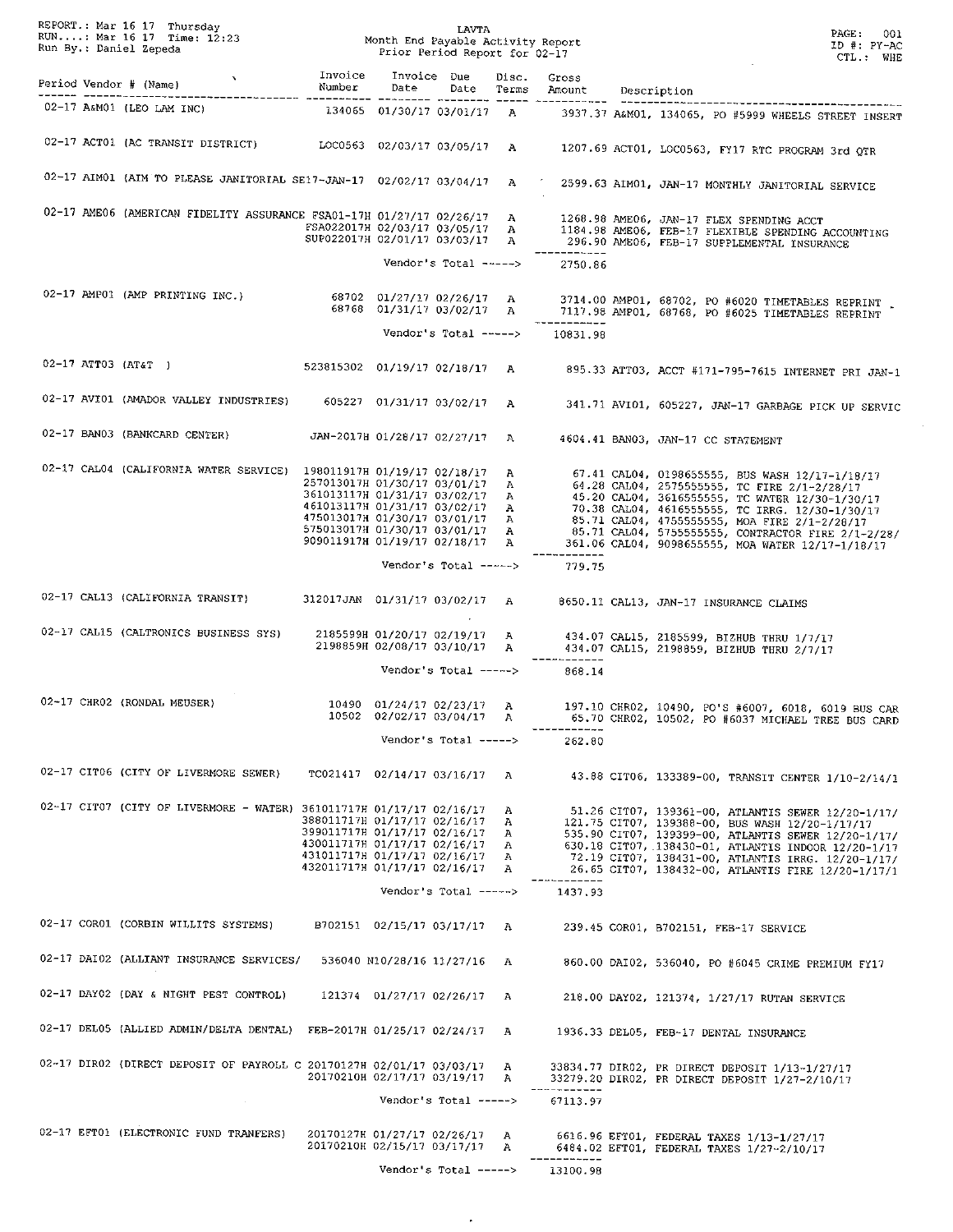REPORT.: Mar 16 17 Thursday
RUN....: Mar 16 17 Time: 12:23
Run By.: Daniel Zepeda

LAVTA
Month End Payable Activity Report
Prior Period Report for 02-17

PAGE: 001
ID #: PY-AC
CTL.: WHE

| Period | Vendor # (Name) | Invoice Number | Invoice Date | Due Date | Disc. Terms | Gross Amount | Description |
|---|---|---|---|---|---|---|---|
| 02-17 | A&M01 (LEO LAM INC) | 134065 | 01/30/17 | 03/01/17 | A | 3937.37 | A&M01, 134065, PO #5999 WHEELS STREET INSERT |
| 02-17 | ACT01 (AC TRANSIT DISTRICT) | LOC0563 | 02/03/17 | 03/05/17 | A | 1207.69 | ACT01, LOC0563, FY17 RTC PROGRAM 3rd QTR |
| 02-17 | AIM01 (AIM TO PLEASE JANITORIAL SE | 17-JAN-17 | 02/02/17 | 03/04/17 | A | 2599.63 | AIM01, JAN-17 MONTHLY JANITORIAL SERVICE |
| 02-17 | AME06 (AMERICAN FIDELITY ASSURANCE | FSA01-17H | 01/27/17 | 02/26/17 | A | 1268.98 | AME06, JAN-17 FLEX SPENDING ACCT |
| | | FSA022017H | 02/03/17 | 03/05/17 | A | 1184.98 | AME06, FEB-17 FLEXIBLE SPENDING ACCOUNTING |
| | | SUP022017H | 02/01/17 | 03/03/17 | A | 296.90 | AME06, FEB-17 SUPPLEMENTAL INSURANCE |
| | | | Vendor's Total -----> | | | 2750.86 | |
| 02-17 | AMP01 (AMP PRINTING INC.) | 68702 | 01/27/17 | 02/26/17 | A | 3714.00 | AMP01, 68702, PO #6020 TIMETABLES REPRINT |
| | | 68768 | 01/31/17 | 03/02/17 | A | 7117.98 | AMP01, 68768, PO #6025 TIMETABLES REPRINT |
| | | | Vendor's Total -----> | | | 10831.98 | |
| 02-17 | ATT03 (AT&T ) | 523815302 | 01/19/17 | 02/18/17 | A | 895.33 | ATT03, ACCT #171-795-7615 INTERNET PRI JAN-1 |
| 02-17 | AVI01 (AMADOR VALLEY INDUSTRIES) | 605227 | 01/31/17 | 03/02/17 | A | 341.71 | AVI01, 605227, JAN-17 GARBAGE PICK UP SERVIC |
| 02-17 | BAN03 (BANKCARD CENTER) | JAN-2017H | 01/28/17 | 02/27/17 | A | 4604.41 | BAN03, JAN-17 CC STATEMENT |
| 02-17 | CAL04 (CALIFORNIA WATER SERVICE) | 198011917H | 01/19/17 | 02/18/17 | A | 67.41 | CAL04, 0198655555, BUS WASH 12/17-1/18/17 |
| | | 257013017H | 01/30/17 | 03/01/17 | A | 64.28 | CAL04, 2575555555, TC FIRE 2/1-2/28/17 |
| | | 361013117H | 01/31/17 | 03/02/17 | A | 45.20 | CAL04, 3616555555, TC WATER 12/30-1/30/17 |
| | | 461013117H | 01/31/17 | 03/02/17 | A | 70.38 | CAL04, 4616555555, TC IRRG. 12/30-1/30/17 |
| | | 475013017H | 01/30/17 | 03/01/17 | A | 85.71 | CAL04, 4755555555, MOA FIRE 2/1-2/28/17 |
| | | 575013017H | 01/30/17 | 03/01/17 | A | 85.71 | CAL04, 5755555555, CONTRACTOR FIRE 2/1-2/28/ |
| | | 909011917H | 01/19/17 | 02/18/17 | A | 361.06 | CAL04, 9098655555, MOA WATER 12/17-1/18/17 |
| | | | Vendor's Total -----> | | | 779.75 | |
| 02-17 | CAL13 (CALIFORNIA TRANSIT) | 312017JAN | 01/31/17 | 03/02/17 | A | 8650.11 | CAL13, JAN-17 INSURANCE CLAIMS |
| 02-17 | CAL15 (CALTRONICS BUSINESS SYS) | 2185599H | 01/20/17 | 02/19/17 | A | 434.07 | CAL15, 2185599, BIZHUB THRU 1/7/17 |
| | | 2198859H | 02/08/17 | 03/10/17 | A | 434.07 | CAL15, 2198859, BIZHUB THRU 2/7/17 |
| | | | Vendor's Total -----> | | | 868.14 | |
| 02-17 | CHR02 (RONDAL MEUSER) | 10490 | 01/24/17 | 02/23/17 | A | 197.10 | CHR02, 10490, PO'S #6007, 6018, 6019 BUS CAR |
| | | 10502 | 02/02/17 | 03/04/17 | A | 65.70 | CHR02, 10502, PO #6037 MICHAEL TREE BUS CARD |
| | | | Vendor's Total -----> | | | 262.80 | |
| 02-17 | CIT06 (CITY OF LIVERMORE SEWER) | TC021417 | 02/14/17 | 03/16/17 | A | 43.88 | CIT06, 133389-00, TRANSIT CENTER 1/10-2/14/1 |
| 02-17 | CIT07 (CITY OF LIVERMORE - WATER) | 361011717H | 01/17/17 | 02/16/17 | A | 51.26 | CIT07, 139361-00, ATLANTIS SEWER 12/20-1/17/ |
| | | 388011717H | 01/17/17 | 02/16/17 | A | 121.75 | CIT07, 139388-00, BUS WASH 12/20-1/17/17 |
| | | 399011717H | 01/17/17 | 02/16/17 | A | 535.90 | CIT07, 139399-00, ATLANTIS SEWER 12/20-1/17/ |
| | | 430011717H | 01/17/17 | 02/16/17 | A | 630.18 | CIT07, 138430-01, ATLANTIS INDOOR 12/20-1/17 |
| | | 431011717H | 01/17/17 | 02/16/17 | A | 72.19 | CIT07, 138431-00, ATLANTIS IRRG. 12/20-1/17/ |
| | | 432011717H | 01/17/17 | 02/16/17 | A | 26.65 | CIT07, 138432-00, ATLANTIS FIRE 12/20-1/17/1 |
| | | | Vendor's Total -----> | | | 1437.93 | |
| 02-17 | COR01 (CORBIN WILLITS SYSTEMS) | B702151 | 02/15/17 | 03/17/17 | A | 239.45 | COR01, B702151, FEB-17 SERVICE |
| 02-17 | DAI02 (ALLIANT INSURANCE SERVICES/ | 536040 N | 10/28/16 | 11/27/16 | A | 860.00 | DAI02, 536040, PO #6045 CRIME PREMIUM FY17 |
| 02-17 | DAY02 (DAY & NIGHT PEST CONTROL) | 121374 | 01/27/17 | 02/26/17 | A | 218.00 | DAY02, 121374, 1/27/17 RUTAN SERVICE |
| 02-17 | DEL05 (ALLIED ADMIN/DELTA DENTAL) | FEB-2017H | 01/25/17 | 02/24/17 | A | 1936.33 | DEL05, FEB-17 DENTAL INSURANCE |
| 02-17 | DIR02 (DIRECT DEPOSIT OF PAYROLL C | 20170127H | 02/01/17 | 03/03/17 | A | 33834.77 | DIR02, PR DIRECT DEPOSIT 1/13-1/27/17 |
| | | 20170210H | 02/17/17 | 03/19/17 | A | 33279.20 | DIR02, PR DIRECT DEPOSIT 1/27-2/10/17 |
| | | | Vendor's Total -----> | | | 67113.97 | |
| 02-17 | EFT01 (ELECTRONIC FUND TRANFERS) | 20170127H | 01/27/17 | 02/26/17 | A | 6616.96 | EFT01, FEDERAL TAXES 1/13-1/27/17 |
| | | 20170210H | 02/15/17 | 03/17/17 | A | 6484.02 | EFT01, FEDERAL TAXES 1/27-2/10/17 |
| | | | Vendor's Total -----> | | | 13100.98 | |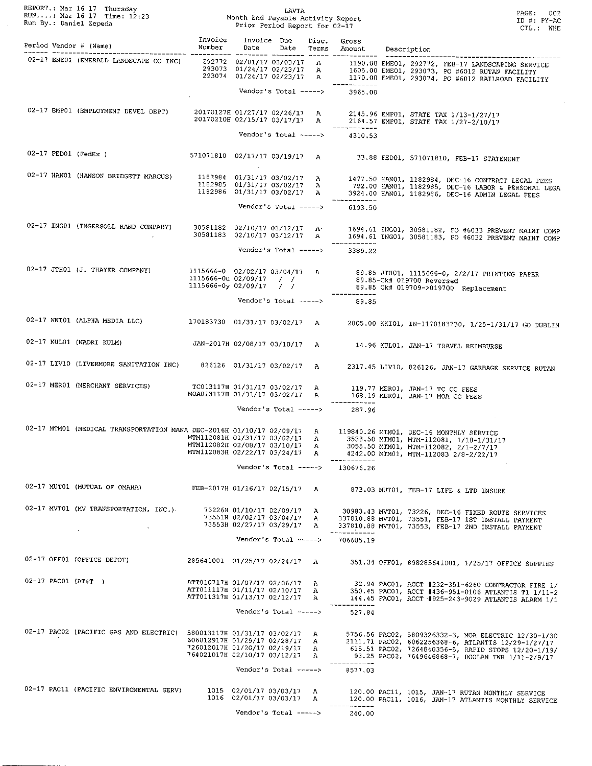REPORT.: Mar 16 17 Thursday
RUN....: Mar 16 17 Time: 12:23
Run By.: Daniel Zepeda

LAVTA
Month End Payable Activity Report
Prior Period Report for 02-17

PAGE: 002
ID #: PY-AC
CTL.: WHE

| Period | Vendor # (Name) | Invoice Number | Invoice Date | Due Date | Disc. Terms | Gross Amount | Description |
|---|---|---|---|---|---|---|---|
| 02-17 | EME01 (EMERALD LANDSCAPE CO INC) | 292772 | 02/01/17 | 03/03/17 | A | 1190.00 | EME01, 292772, FEB-17 LANDSCAPING SERVICE |
| | | 293073 | 01/24/17 | 02/23/17 | A | 1605.00 | EME01, 293073, PO #6012 RUTAN FACILITY |
| | | 293074 | 01/24/17 | 02/23/17 | A | 1170.00 | EME01, 293074, PO #6012 RAILROAD FACILITY |
| | | | Vendor's Total -----> | | | 3965.00 | |
| 02-17 | EMP01 (EMPLOYMENT DEVEL DEPT) | 20170127H | 01/27/17 | 02/26/17 | A | 2145.96 | EMP01, STATE TAX 1/13-1/27/17 |
| | | 20170210H | 02/15/17 | 03/17/17 | A | 2164.57 | EMP01, STATE TAX 1/27-2/10/17 |
| | | | Vendor's Total -----> | | | 4310.53 | |
| 02-17 | FED01 (FedEx ) | 571071810 | 02/17/17 | 03/19/17 | A | 33.88 | FED01, 571071810, FEB-17 STATEMENT |
| 02-17 | HAN01 (HANSON BRIDGETT MARCUS) | 1182984 | 01/31/17 | 03/02/17 | A | 1477.50 | HAN01, 1182984, DEC-16 CONTRACT LEGAL FEES |
| | | 1182985 | 01/31/17 | 03/02/17 | A | 792.00 | HAN01, 1182985, DEC-16 LABOR & PERSONAL LEGA |
| | | 1182986 | 01/31/17 | 03/02/17 | A | 3924.00 | HAN01, 1182986, DEC-16 ADMIN LEGAL FEES |
| | | | Vendor's Total -----> | | | 6193.50 | |
| 02-17 | ING01 (INGERSOLL RAND COMPANY) | 30581182 | 02/10/17 | 03/12/17 | A | 1694.61 | ING01, 30581182, PO #6033 PREVENT MAINT COMP |
| | | 30581183 | 02/10/17 | 03/12/17 | A | 1694.61 | ING01, 30581183, PO #6032 PREVENT MAINT COMP |
| | | | Vendor's Total -----> | | | 3389.22 | |
| 02-17 | JTH01 (J. THAYER COMPANY) | 1115666-0 | 02/02/17 | 03/04/17 | A | 89.85 | JTH01, 1115666-0, 2/2/17 PRINTING PAPER |
| | | 1115666-0u | 02/09/17 | / / | | 89.85- | Ck# 019700 Reversed |
| | | 1115666-0y | 02/09/17 | / / | | 89.85 | Ck# 019709->019700 Replacement |
| | | | Vendor's Total -----> | | | 89.85 | |
| 02-17 | KKI01 (ALPHA MEDIA LLC) | 170183730 | 01/31/17 | 03/02/17 | A | 2805.00 | KKI01, IN-1170183730, 1/25-1/31/17 GO DUBLIN |
| 02-17 | KUL01 (KADRI KULM) | JAN-2017H | 02/08/17 | 03/10/17 | A | 14.96 | KUL01, JAN-17 TRAVEL REIMBURSE |
| 02-17 | LIV10 (LIVERMORE SANITATION INC) | 826126 | 01/31/17 | 03/02/17 | A | 2317.45 | LIV10, 826126, JAN-17 GARBAGE SERVICE RUTAN |
| 02-17 | MER01 (MERCHANT SERVICES) | TC013117H | 01/31/17 | 03/02/17 | A | 119.77 | MER01, JAN-17 TC CC FEES |
| | | MOA013117H | 01/31/17 | 03/02/17 | A | 168.19 | MER01, JAN-17 MOA CC FEES |
| | | | Vendor's Total -----> | | | 287.96 | |
| 02-17 | MTM01 (MEDICAL TRANSPORTATION MANA | DEC-2016H | 01/10/17 | 02/09/17 | A | 119840.26 | MTM01, DEC-16 MONTHLY SERVICE |
| | | MTM112081H | 01/31/17 | 03/02/17 | A | 3538.50 | MTM01, MTM-112081, 1/18-1/31/17 |
| | | MTM112082H | 02/08/17 | 03/10/17 | A | 3055.50 | MTM01, MTM-112082, 2/1-2/7/17 |
| | | MTM112083H | 02/22/17 | 03/24/17 | A | 4242.00 | MTM01, MTM-112083 2/8-2/22/17 |
| | | | Vendor's Total -----> | | | 130676.26 | |
| 02-17 | MUT01 (MUTUAL OF OMAHA) | FEB-2017H | 01/16/17 | 02/15/17 | A | 873.03 | MUT01, FEB-17 LIFE & LTD INSURE |
| 02-17 | MVT01 (MV TRANSPORTATION, INC.) | 73226H | 01/10/17 | 02/09/17 | A | 30983.43 | MVT01, 73226, DEC-16 FIXED ROUTE SERVICES |
| | | 73551H | 02/02/17 | 03/04/17 | A | 337810.88 | MVT01, 73551, FEB-17 1ST INSTALL PAYMENT |
| | | 73553H | 02/27/17 | 03/29/17 | A | 337810.88 | MVT01, 73553, FEB-17 2ND INSTALL PAYMENT |
| | | | Vendor's Total -----> | | | 706605.19 | |
| 02-17 | OFF01 (OFFICE DEPOT) | 285641001 | 01/25/17 | 02/24/17 | A | 351.34 | OFF01, 898285641001, 1/25/17 OFFICE SUPPIES |
| 02-17 | PAC01 (AT&T ) | ATT010717H | 01/07/17 | 02/06/17 | A | 32.94 | PAC01, ACCT #232-351-6260 CONTRACTOR FIRE 1/ |
| | | ATT011117H | 01/11/17 | 02/10/17 | A | 350.45 | PAC01, ACCT #436-951-0106 ATLANTIS T1 1/11-2 |
| | | ATT011317H | 01/13/17 | 02/12/17 | A | 144.45 | PAC01, ACCT #925-243-9029 ATLANTIS ALARM 1/1 |
| | | | Vendor's Total -----> | | | 527.84 | |
| 02-17 | PAC02 (PACIFIC GAS AND ELECTRIC) | 580013117H | 01/31/17 | 03/02/17 | A | 5756.56 | PAC02, 5809326332-3, MOA ELECTRIC 12/30-1/30 |
| | | 606012917H | 01/29/17 | 02/28/17 | A | 2111.71 | PAC02, 6062256368-6, ATLANTIS 12/29-1/27/17 |
| | | 726012017H | 01/20/17 | 02/19/17 | A | 615.51 | PAC02, 7264840356-5, RAPID STOPS 12/20-1/19/ |
| | | 764021017H | 02/10/17 | 03/12/17 | A | 93.25 | PAC02, 7649646868-7, DOOLAN TWR 1/11-2/9/17 |
| | | | Vendor's Total -----> | | | 8577.03 | |
| 02-17 | PAC11 (PACIFIC ENVIROMENTAL SERV) | 1015 | 02/01/17 | 03/03/17 | A | 120.00 | PAC11, 1015, JAN-17 RUTAN MONTHLY SERVICE |
| | | 1016 | 02/01/17 | 03/03/17 | A | 120.00 | PAC11, 1016, JAN-17 ATLANTIS MONTHLY SERVICE |
| | | | Vendor's Total -----> | | | 240.00 | |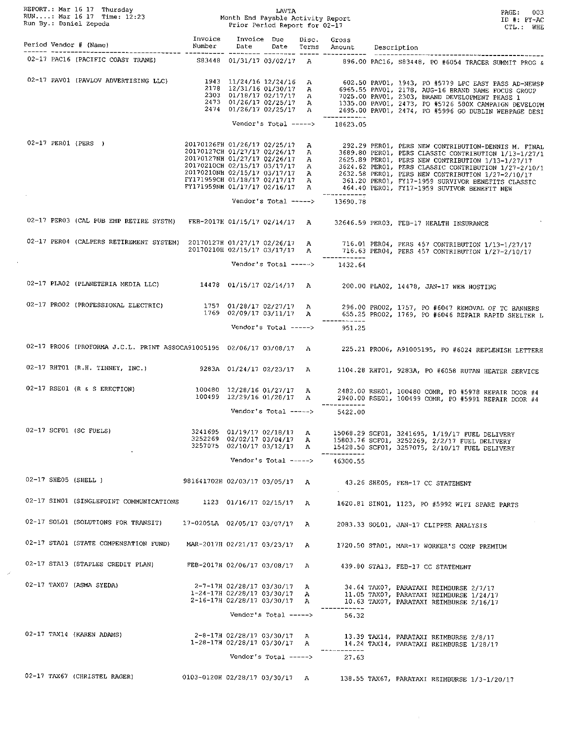REPORT.: Mar 16 17 Thursday
RUN....: Mar 16 17 Time: 12:23
Run By.: Daniel Zepeda

LAVTA
Month End Payable Activity Report
Prior Period Report for 02-17

ID #: PY-AC
CTL.: WHE

| Period | Vendor # (Name) | Invoice Number | Invoice Date | Due Date | Disc. Terms | Gross Amount | Description |
|---|---|---|---|---|---|---|---|
| 02-17 | PAC16 (PACIFIC COAST TRANE) | S83448 | 01/31/17 | 03/02/17 | A | 896.00 | PAC16, S83448, PO #6054 TRACER SUMMIT PROG & |
| 02-17 | PAV01 (PAVLOV ADVERTISING LLC) | 1943 | 11/24/16 | 12/24/16 | A | 602.50 | PAV01, 1943, PO #5779 LPC EASY PASS AD-NEWSP |
| | | 2178 | 12/31/16 | 01/30/17 | A | 6965.55 | PAV01, 2178, AUG-16 BRAND NAME FOCUS GROUP |
| | | 2303 | 01/18/17 | 02/17/17 | A | 7025.00 | PAV01, 2303, BRAND DEVELOPMENT PHASE 1 |
| | | 2473 | 01/26/17 | 02/25/17 | A | 1335.00 | PAV01, 2473, PO #5726 580X CAMPAIGN DEVELOPM |
| | | 2474 | 01/26/17 | 02/25/17 | A | 2695.00 | PAV01, 2474, PO #5996 GO DUBLIN WEBPAGE DESI |
| | | | Vendor's Total -----> | | | 18623.05 | |
| 02-17 | PER01 (PERS ) | 20170126FH | 01/26/17 | 02/25/17 | A | 292.29 | PER01, PERS NEW CONTRIBUTION-DENNIS M. FINAL |
| | | 20170127CH | 01/27/17 | 02/26/17 | A | 3689.80 | PER01, PERS CLASSIC CONTRIBUTION 1/13-1/27/1 |
| | | 20170127NH | 01/27/17 | 02/26/17 | A | 2625.89 | PER01, PERS NEW CONTRIBUTION 1/13-1/27/17 |
| | | 20170210CH | 02/15/17 | 03/17/17 | A | 3624.62 | PER01, PERS CLASSIC CONTRIBUTION 1/27-2/10/1 |
| | | 20170210NH | 02/15/17 | 03/17/17 | A | 2632.58 | PER01, PERS NEW CONTRIBUTION 1/27-2/10/17 |
| | | FY171959CH | 01/18/17 | 02/17/17 | A | 361.20 | PER01, FY17-1959 SURVIVOR BENEFITS CLASSIC |
| | | FY171959NH | 01/17/17 | 02/16/17 | A | 464.40 | PER01, FY17-1959 SUVIVOR BENEFIT NEW |
| | | | Vendor's Total -----> | | | 13690.78 | |
| 02-17 | PER03 (CAL PUB EMP RETIRE SYSTM) | FEB-2017H | 01/15/17 | 02/14/17 | A | 32646.59 | PER03, FEB-17 HEALTH INSURANCE |
| 02-17 | PER04 (CALPERS RETIREMENT SYSTEM) | 20170127H | 01/27/17 | 02/26/17 | A | 716.01 | PER04, PERS 457 CONTRIBUTION 1/13-1/27/17 |
| | | 20170210H | 02/15/17 | 03/17/17 | A | 716.63 | PER04, PERS 457 CONTRIBUTION 1/27-2/10/17 |
| | | | Vendor's Total -----> | | | 1432.64 | |
| 02-17 | PLA02 (PLANETERIA MEDIA LLC) | 14478 | 01/15/17 | 02/14/17 | A | 200.00 | PLA02, 14478, JAN-17 WEB HOSTING |
| 02-17 | PRO02 (PROFESSIONAL ELECTRIC) | 1757 | 01/28/17 | 02/27/17 | A | 296.00 | PRO02, 1757, PO #6047 REMOVAL OF TC BANNERS |
| | | 1769 | 02/09/17 | 03/11/17 | A | 655.25 | PRO02, 1769, PO #6046 REPAIR RAPID SHELTER L |
| | | | Vendor's Total -----> | | | 951.25 | |
| 02-17 | PRO06 (PROFORMA J.C.L. PRINT ASSOC | A91005195 | 02/06/17 | 03/08/17 | A | 225.21 | PRO06, A91005195, PO #6024 REPLENISH LETTERH |
| 02-17 | RHT01 (R.H. TINNEY, INC.) | 9283A | 01/24/17 | 02/23/17 | A | 1104.28 | RHT01, 9283A, PO #6058 RUTAN HEATER SERVICE |
| 02-17 | RSE01 (R & S ERECTION) | 100480 | 12/28/16 | 01/27/17 | A | 2482.00 | RSE01, 100480 COMR, PO #5978 REPAIR DOOR #4 |
| | | 100499 | 12/29/16 | 01/28/17 | A | 2940.00 | RSE01, 100499 COMR, PO #5991 REPAIR DOOR #4 |
| | | | Vendor's Total -----> | | | 5422.00 | |
| 02-17 | SCF01 (SC FUELS) | 3241695 | 01/19/17 | 02/18/17 | A | 15068.29 | SCF01, 3241695, 1/19/17 FUEL DELIVERY |
| | | 3252269 | 02/02/17 | 03/04/17 | A | 15803.76 | SCF01, 3252269, 2/2/17 FUEL DELIVERY |
| | | 3257075 | 02/10/17 | 03/12/17 | A | 15428.50 | SCF01, 3257075, 2/10/17 FUEL DELIVERY |
| | | | Vendor's Total -----> | | | 46300.55 | |
| 02-17 | SHE05 (SHELL ) | 981641702H | 02/03/17 | 03/05/17 | A | 43.26 | SHE05, FEB-17 CC STATEMENT |
| 02-17 | SIN01 (SINGLEPOINT COMMUNICATIONS | 1123 | 01/16/17 | 02/15/17 | A | 1620.81 | SIN01, 1123, PO #5992 WIFI SPARE PARTS |
| 02-17 | SOL01 (SOLUTIONS FOR TRANSIT) | 17-0205LA | 02/05/17 | 03/07/17 | A | 2083.33 | SOL01, JAN-17 CLIPPER ANALYSIS |
| 02-17 | STA01 (STATE COMPENSATION FUND) | MAR-2017H | 02/21/17 | 03/23/17 | A | 1720.50 | STA01, MAR-17 WORKER'S COMP PREMIUM |
| 02-17 | STA13 (STAPLES CREDIT PLAN) | FEB-2017H | 02/06/17 | 03/08/17 | A | 439.80 | STA13, FEB-17 CC STATEMENT |
| 02-17 | TAX07 (ASMA SYEDA) | 2-7-17H | 02/28/17 | 03/30/17 | A | 34.64 | TAX07, PARATAXI REIMBURSE 2/7/17 |
| | | 1-24-17H | 02/28/17 | 03/30/17 | A | 11.05 | TAX07, PARATAXI REIMBURSE 1/24/17 |
| | | 2-16-17H | 02/28/17 | 03/30/17 | A | 10.63 | TAX07, PARATAXI REIMBURSE 2/16/17 |
| | | | Vendor's Total -----> | | | 56.32 | |
| 02-17 | TAX14 (KAREN ADAMS) | 2-8-17H | 02/28/17 | 03/30/17 | A | 13.39 | TAX14, PARATAXI REIMBURSE 2/8/17 |
| | | 1-28-17H | 02/28/17 | 03/30/17 | A | 14.24 | TAX14, PARATAXI REIMBURSE 1/28/17 |
| | | | Vendor's Total -----> | | | 27.63 | |
| 02-17 | TAX67 (CHRISTEL RAGER) | 0103-0120H | 02/28/17 | 03/30/17 | A | 138.55 | TAX67, PARATAXI REIMBURSE 1/3-1/20/17 |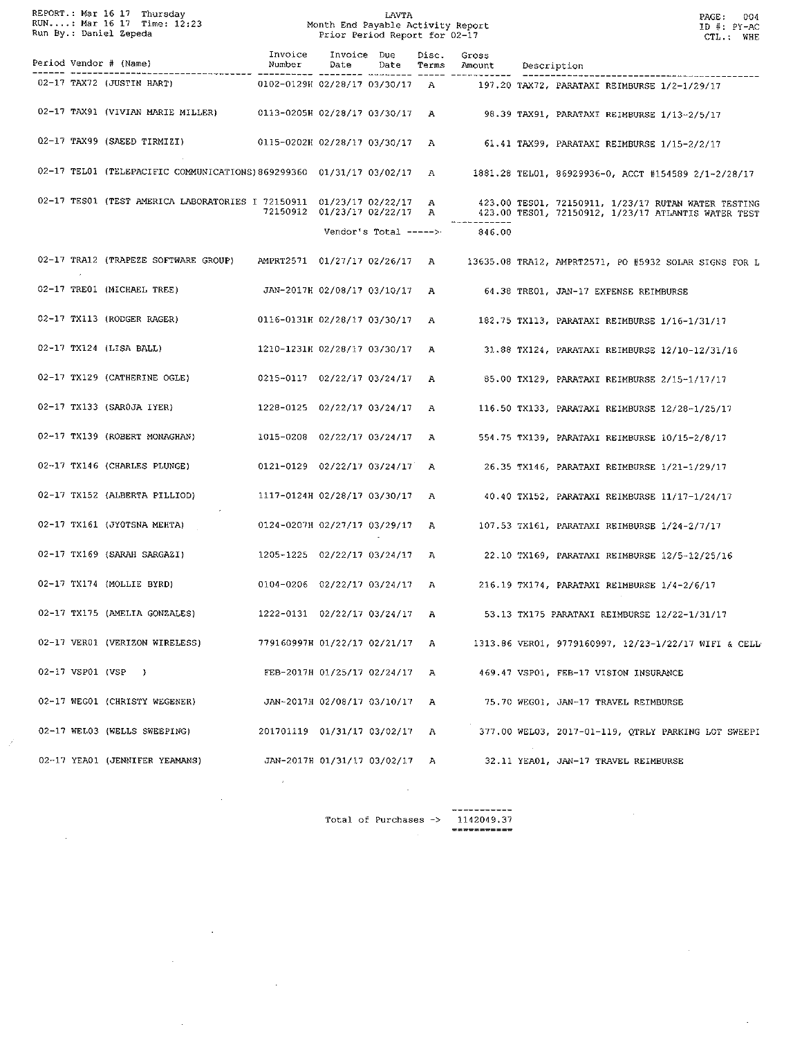REPORT.: Mar 16 17 Thursday
RUN....: Mar 16 17 Time: 12:23
Run By.: Daniel Zepeda

LAVTA
Month End Payable Activity Report
Prior Period Report for 02-17

ID #: PY-AC
CTL.: WHE

| Period | Vendor # (Name) | Invoice Number | Invoice Date | Due Date | Disc. Terms | Gross Amount | Description |
|---|---|---|---|---|---|---|---|
| 02-17 | TAX72 (JUSTIN HART) | 0102-0129H | 02/28/17 | 03/30/17 | A | 197.20 | TAX72, PARATAXI REIMBURSE 1/2-1/29/17 |
| 02-17 | TAX91 (VIVIAN MARIE MILLER) | 0113-0205H | 02/28/17 | 03/30/17 | A | 98.39 | TAX91, PARATAXI REIMBURSE 1/13-2/5/17 |
| 02-17 | TAX99 (SAEED TIRMIZI) | 0115-0202H | 02/28/17 | 03/30/17 | A | 61.41 | TAX99, PARATAXI REIMBURSE 1/15-2/2/17 |
| 02-17 | TEL01 (TELEPACIFIC COMMUNICATIONS) | 869299360 | 01/31/17 | 03/02/17 | A | 1881.28 | TEL01, 86929936-0, ACCT #154589 2/1-2/28/17 |
| 02-17 | TES01 (TEST AMERICA LABORATORIES I | 72150911 | 01/23/17 | 02/22/17 | A | 423.00 | TES01, 72150911, 1/23/17 RUTAN WATER TESTING |
| | | 72150912 | 01/23/17 | 02/22/17 | A | 423.00 | TES01, 72150912, 1/23/17 ATLANTIS WATER TEST |
| | | | Vendor's Total -----> | | | 846.00 | |
| 02-17 | TRA12 (TRAPEZE SOFTWARE GROUP) | AMPRT2571 | 01/27/17 | 02/26/17 | A | 13635.08 | TRA12, AMPRT2571, PO #5932 SOLAR SIGNS FOR L |
| 02-17 | TRE01 (MICHAEL TREE) | JAN-2017H | 02/08/17 | 03/10/17 | A | 64.38 | TRE01, JAN-17 EXPENSE REIMBURSE |
| 02-17 | TX113 (RODGER RAGER) | 0116-0131H | 02/28/17 | 03/30/17 | A | 182.75 | TX113, PARATAXI REIMBURSE 1/16-1/31/17 |
| 02-17 | TX124 (LISA BALL) | 1210-1231H | 02/28/17 | 03/30/17 | A | 31.88 | TX124, PARATAXI REIMBURSE 12/10-12/31/16 |
| 02-17 | TX129 (CATHERINE OGLE) | 0215-0117 | 02/22/17 | 03/24/17 | A | 85.00 | TX129, PARATAXI REIMBURSE 2/15-1/17/17 |
| 02-17 | TX133 (SAROJA IYER) | 1228-0125 | 02/22/17 | 03/24/17 | A | 116.50 | TX133, PARATAXI REIMBURSE 12/28-1/25/17 |
| 02-17 | TX139 (ROBERT MONAGHAN) | 1015-0208 | 02/22/17 | 03/24/17 | A | 554.75 | TX139, PARATAXI REIMBURSE 10/15-2/8/17 |
| 02-17 | TX146 (CHARLES PLUNGE) | 0121-0129 | 02/22/17 | 03/24/17 | A | 26.35 | TX146, PARATAXI REIMBURSE 1/21-1/29/17 |
| 02-17 | TX152 (ALBERTA PILLIOD) | 1117-0124H | 02/28/17 | 03/30/17 | A | 40.40 | TX152, PARATAXI REIMBURSE 11/17-1/24/17 |
| 02-17 | TX161 (JYOTSNA MEHTA) | 0124-0207H | 02/27/17 | 03/29/17 | A | 107.53 | TX161, PARATAXI REIMBURSE 1/24-2/7/17 |
| 02-17 | TX169 (SARAH SARGAZI) | 1205-1225 | 02/22/17 | 03/24/17 | A | 22.10 | TX169, PARATAXI REIMBURSE 12/5-12/25/16 |
| 02-17 | TX174 (MOLLIE BYRD) | 0104-0206 | 02/22/17 | 03/24/17 | A | 216.19 | TX174, PARATAXI REIMBURSE 1/4-2/6/17 |
| 02-17 | TX175 (AMELIA GONZALES) | 1222-0131 | 02/22/17 | 03/24/17 | A | 53.13 | TX175 PARATAXI REIMBURSE 12/22-1/31/17 |
| 02-17 | VER01 (VERIZON WIRELESS) | 779160997H | 01/22/17 | 02/21/17 | A | 1313.86 | VER01, 9779160997, 12/23-1/22/17 WIFI & CELL |
| 02-17 | VSP01 (VSP ) | FEB-2017H | 01/25/17 | 02/24/17 | A | 469.47 | VSP01, FEB-17 VISION INSURANCE |
| 02-17 | WEG01 (CHRISTY WEGENER) | JAN-2017H | 02/08/17 | 03/10/17 | A | 75.70 | WEG01, JAN-17 TRAVEL REIMBURSE |
| 02-17 | WEL03 (WELLS SWEEPING) | 201701119 | 01/31/17 | 03/02/17 | A | 377.00 | WEL03, 2017-01-119, QTRLY PARKING LOT SWEEPI |
| 02-17 | YEA01 (JENNIFER YEAMANS) | JAN-2017H | 01/31/17 | 03/02/17 | A | 32.11 | YEA01, JAN-17 TRAVEL REIMBURSE |

Total of Purchases -> 1142049.37